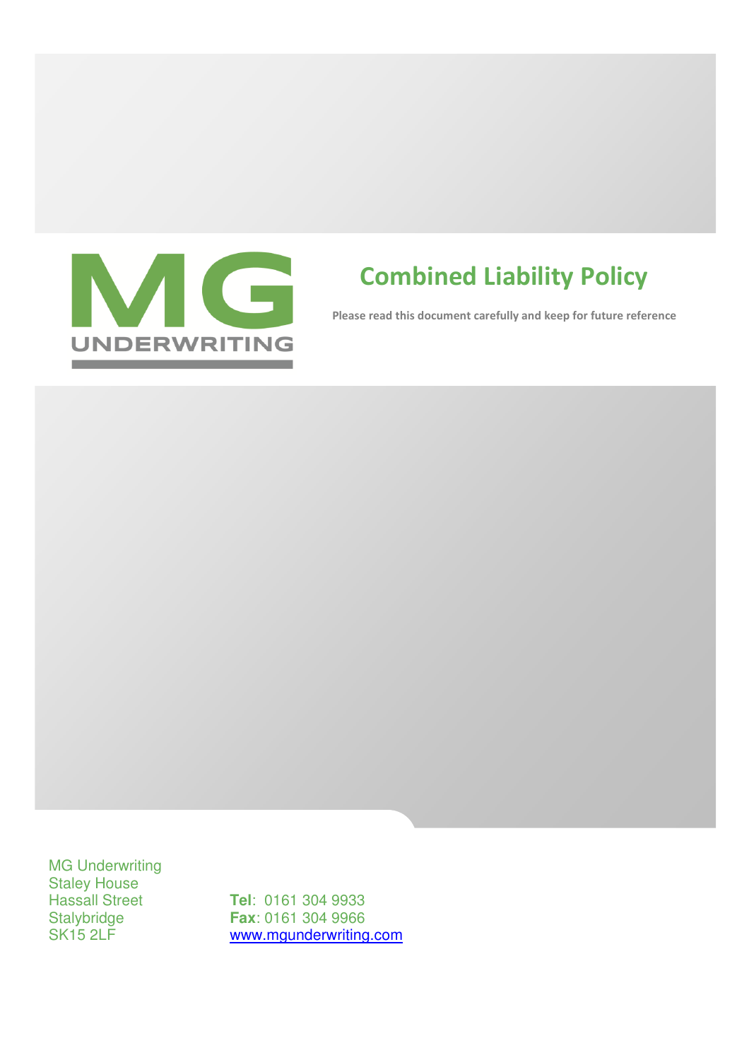MG UNDERWRITING

# Combined Liability Policy

**Please read this document carefully and keep for future reference**

MG Underwriting
Staley House
Hassall Street
Stalybridge
SK15 2LF

**Tel**: 0161 304 9933
**Fax**: 0161 304 9966
www.mgunderwriting.com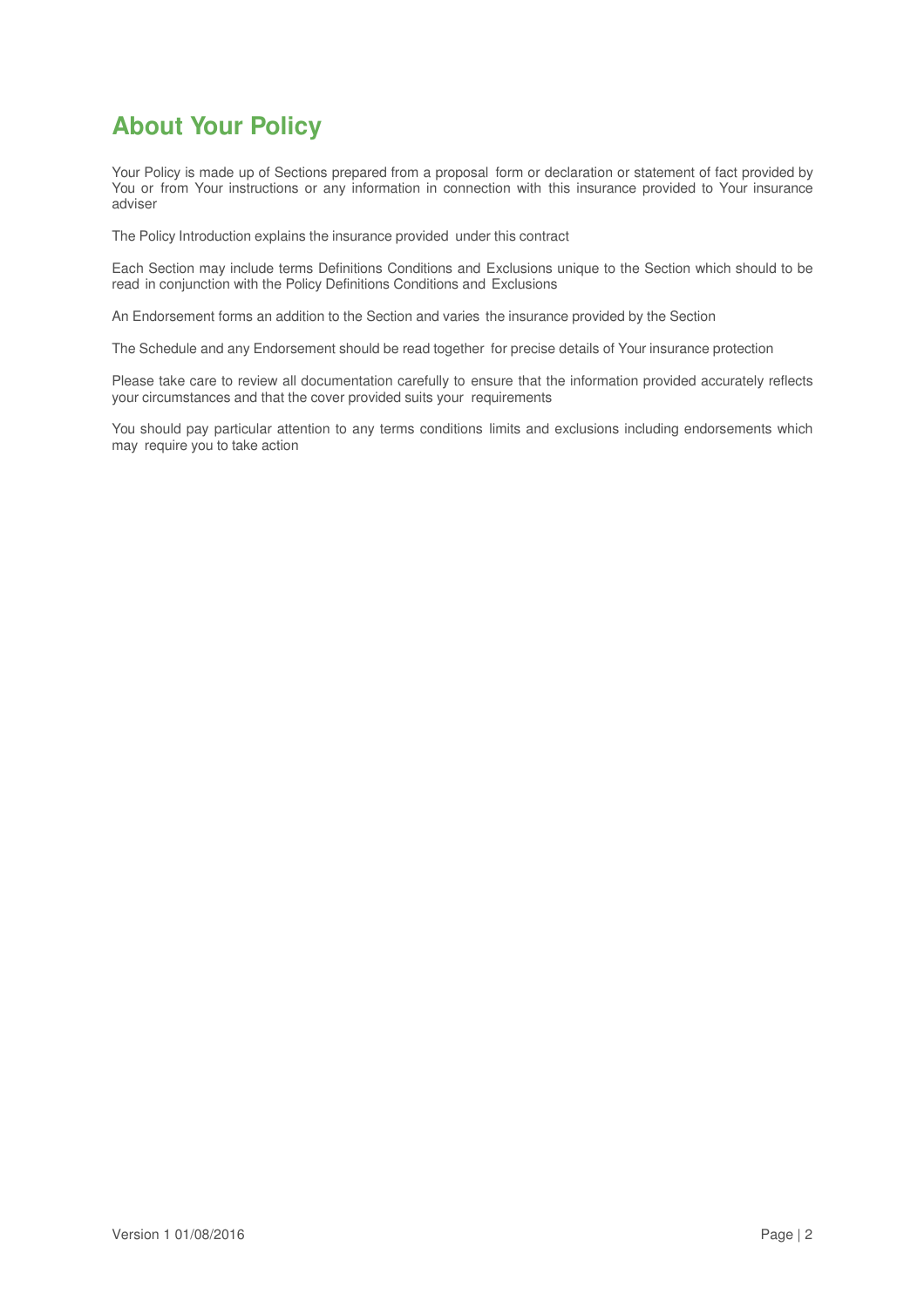# About Your Policy

Your Policy is made up of Sections prepared from a proposal form or declaration or statement of fact provided by You or from Your instructions or any information in connection with this insurance provided to Your insurance adviser

The Policy Introduction explains the insurance provided under this contract

Each Section may include terms Definitions Conditions and Exclusions unique to the Section which should to be read in conjunction with the Policy Definitions Conditions and Exclusions

An Endorsement forms an addition to the Section and varies the insurance provided by the Section

The Schedule and any Endorsement should be read together for precise details of Your insurance protection

Please take care to review all documentation carefully to ensure that the information provided accurately reflects your circumstances and that the cover provided suits your requirements

You should pay particular attention to any terms conditions limits and exclusions including endorsements which may require you to take action

Version 1 01/08/2016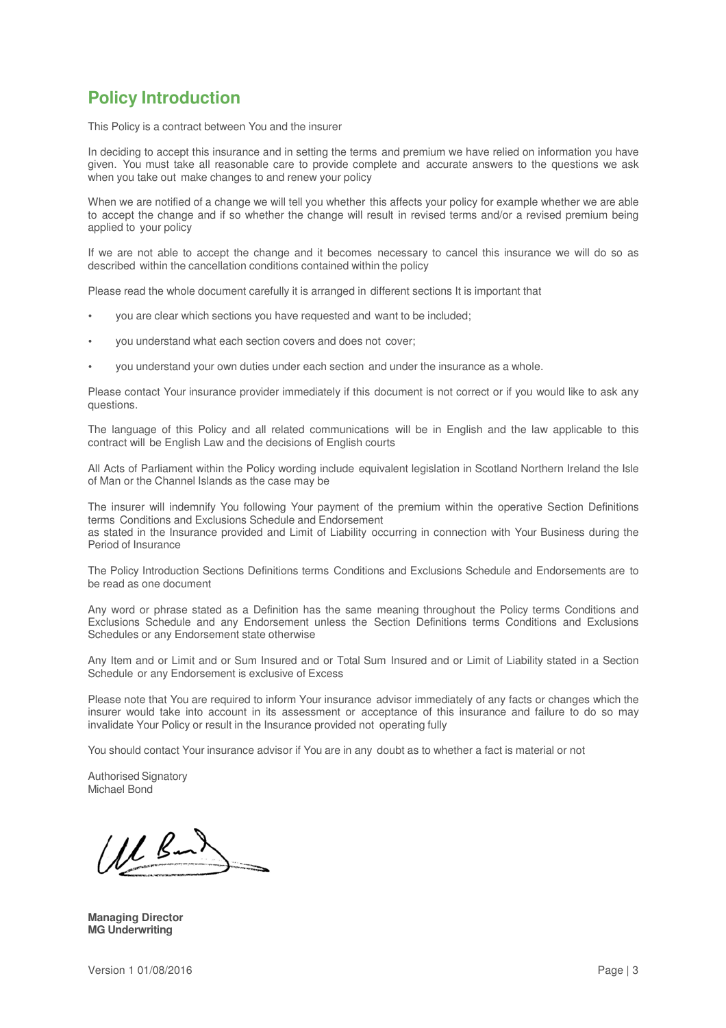## Policy Introduction

This Policy is a contract between You and the insurer

In deciding to accept this insurance and in setting the terms and premium we have relied on information you have given. You must take all reasonable care to provide complete and accurate answers to the questions we ask when you take out make changes to and renew your policy

When we are notified of a change we will tell you whether this affects your policy for example whether we are able to accept the change and if so whether the change will result in revised terms and/or a revised premium being applied to your policy

If we are not able to accept the change and it becomes necessary to cancel this insurance we will do so as described within the cancellation conditions contained within the policy

Please read the whole document carefully it is arranged in different sections It is important that

- you are clear which sections you have requested and want to be included;
- you understand what each section covers and does not cover;
- you understand your own duties under each section and under the insurance as a whole.

Please contact Your insurance provider immediately if this document is not correct or if you would like to ask any questions.

The language of this Policy and all related communications will be in English and the law applicable to this contract will be English Law and the decisions of English courts

All Acts of Parliament within the Policy wording include equivalent legislation in Scotland Northern Ireland the Isle of Man or the Channel Islands as the case may be

The insurer will indemnify You following Your payment of the premium within the operative Section Definitions terms Conditions and Exclusions Schedule and Endorsement
as stated in the Insurance provided and Limit of Liability occurring in connection with Your Business during the Period of Insurance

The Policy Introduction Sections Definitions terms Conditions and Exclusions Schedule and Endorsements are to be read as one document

Any word or phrase stated as a Definition has the same meaning throughout the Policy terms Conditions and Exclusions Schedule and any Endorsement unless the Section Definitions terms Conditions and Exclusions Schedules or any Endorsement state otherwise

Any Item and or Limit and or Sum Insured and or Total Sum Insured and or Limit of Liability stated in a Section Schedule or any Endorsement is exclusive of Excess

Please note that You are required to inform Your insurance advisor immediately of any facts or changes which the insurer would take into account in its assessment or acceptance of this insurance and failure to do so may invalidate Your Policy or result in the Insurance provided not operating fully

You should contact Your insurance advisor if You are in any doubt as to whether a fact is material or not

Authorised Signatory
Michael Bond

**Managing Director**
**MG Underwriting**

Version 1 01/08/2016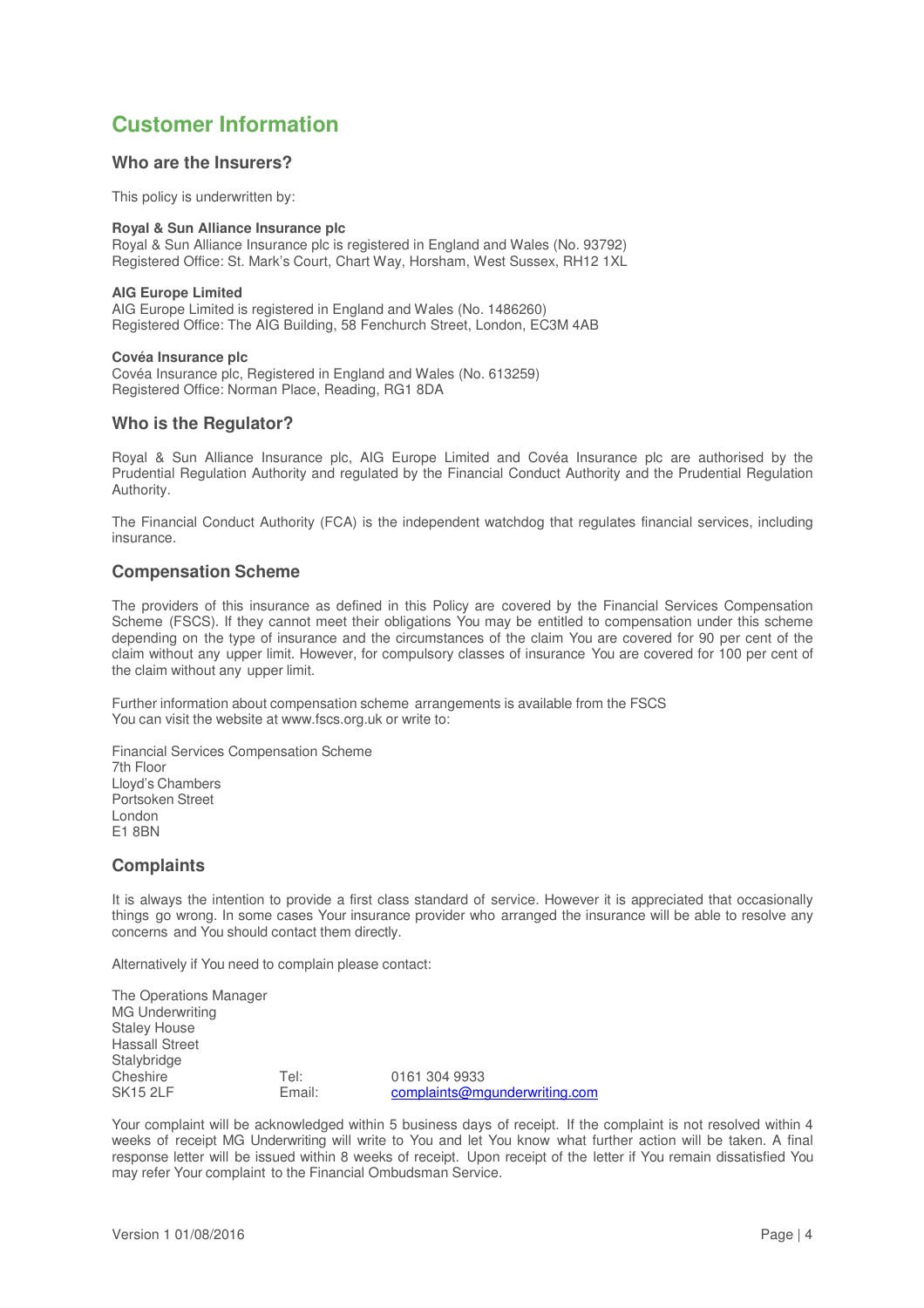# Customer Information

## Who are the Insurers?

This policy is underwritten by:

**Royal & Sun Alliance Insurance plc**
Royal & Sun Alliance Insurance plc is registered in England and Wales (No. 93792)
Registered Office: St. Mark's Court, Chart Way, Horsham, West Sussex, RH12 1XL

**AIG Europe Limited**
AIG Europe Limited is registered in England and Wales (No. 1486260)
Registered Office: The AIG Building, 58 Fenchurch Street, London, EC3M 4AB

**Covéa Insurance plc**
Covéa Insurance plc, Registered in England and Wales (No. 613259)
Registered Office: Norman Place, Reading, RG1 8DA

## Who is the Regulator?

Royal & Sun Alliance Insurance plc, AIG Europe Limited and Covéa Insurance plc are authorised by the Prudential Regulation Authority and regulated by the Financial Conduct Authority and the Prudential Regulation Authority.

The Financial Conduct Authority (FCA) is the independent watchdog that regulates financial services, including insurance.

## Compensation Scheme

The providers of this insurance as defined in this Policy are covered by the Financial Services Compensation Scheme (FSCS). If they cannot meet their obligations You may be entitled to compensation under this scheme depending on the type of insurance and the circumstances of the claim You are covered for 90 per cent of the claim without any upper limit. However, for compulsory classes of insurance You are covered for 100 per cent of the claim without any upper limit.

Further information about compensation scheme arrangements is available from the FSCS
You can visit the website at www.fscs.org.uk or write to:

Financial Services Compensation Scheme
7th Floor
Lloyd's Chambers
Portsoken Street
London
E1 8BN

## Complaints

It is always the intention to provide a first class standard of service. However it is appreciated that occasionally things go wrong. In some cases Your insurance provider who arranged the insurance will be able to resolve any concerns and You should contact them directly.

Alternatively if You need to complain please contact:

The Operations Manager
MG Underwriting
Staley House
Hassall Street
Stalybridge
Cheshire
SK15 2LF

Tel: 0161 304 9933
Email: complaints@mgunderwriting.com

Your complaint will be acknowledged within 5 business days of receipt. If the complaint is not resolved within 4 weeks of receipt MG Underwriting will write to You and let You know what further action will be taken. A final response letter will be issued within 8 weeks of receipt. Upon receipt of the letter if You remain dissatisfied You may refer Your complaint to the Financial Ombudsman Service.

Version 1 01/08/2016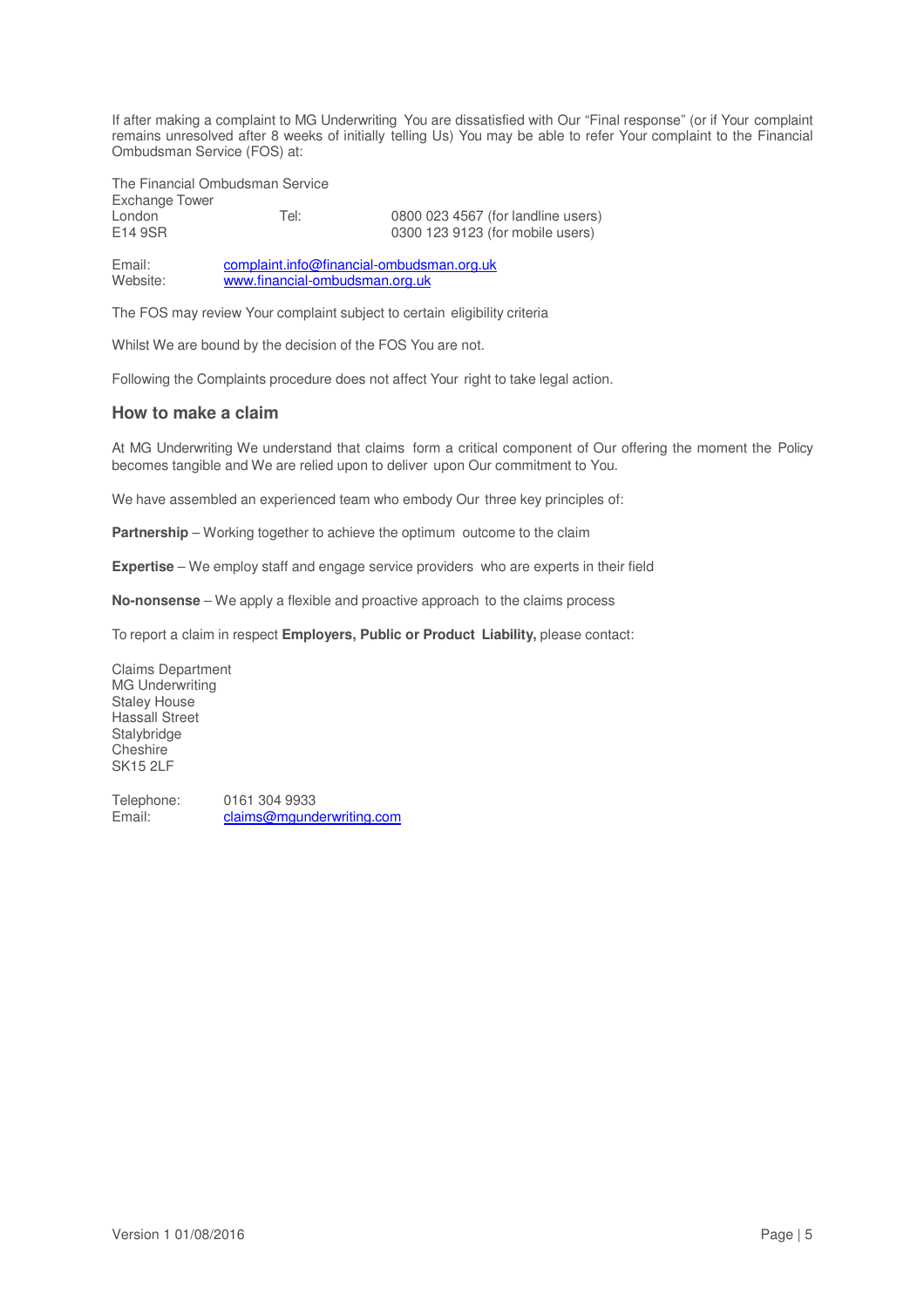If after making a complaint to MG Underwriting You are dissatisfied with Our "Final response" (or if Your complaint remains unresolved after 8 weeks of initially telling Us) You may be able to refer Your complaint to the Financial Ombudsman Service (FOS) at:

The Financial Ombudsman Service
Exchange Tower
London
E14 9SR

Tel: 0800 023 4567 (for landline users)
0300 123 9123 (for mobile users)

Email: complaint.info@financial-ombudsman.org.uk
Website: www.financial-ombudsman.org.uk

The FOS may review Your complaint subject to certain eligibility criteria

Whilst We are bound by the decision of the FOS You are not.

Following the Complaints procedure does not affect Your right to take legal action.

## How to make a claim

At MG Underwriting We understand that claims form a critical component of Our offering the moment the Policy becomes tangible and We are relied upon to deliver upon Our commitment to You.

We have assembled an experienced team who embody Our three key principles of:

**Partnership** – Working together to achieve the optimum outcome to the claim

**Expertise** – We employ staff and engage service providers who are experts in their field

**No-nonsense** – We apply a flexible and proactive approach to the claims process

To report a claim in respect **Employers, Public or Product Liability,** please contact:

Claims Department
MG Underwriting
Staley House
Hassall Street
Stalybridge
Cheshire
SK15 2LF

Telephone: 0161 304 9933
Email: claims@mgunderwriting.com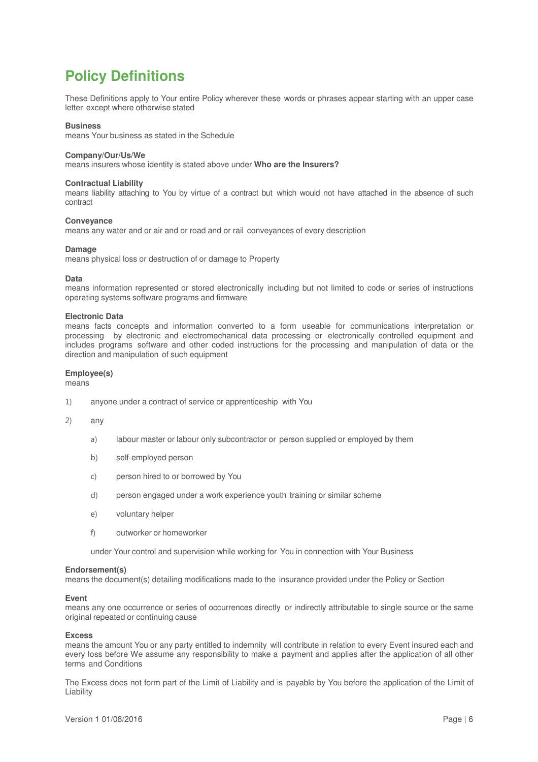# Policy Definitions

These Definitions apply to Your entire Policy wherever these words or phrases appear starting with an upper case letter except where otherwise stated

**Business**
means Your business as stated in the Schedule

**Company/Our/Us/We**
means insurers whose identity is stated above under **Who are the Insurers?**

**Contractual Liability**
means liability attaching to You by virtue of a contract but which would not have attached in the absence of such contract

**Conveyance**
means any water and or air and or road and or rail conveyances of every description

**Damage**
means physical loss or destruction of or damage to Property

**Data**
means information represented or stored electronically including but not limited to code or series of instructions operating systems software programs and firmware

**Electronic Data**
means facts concepts and information converted to a form useable for communications interpretation or processing by electronic and electromechanical data processing or electronically controlled equipment and includes programs software and other coded instructions for the processing and manipulation of data or the direction and manipulation of such equipment

**Employee(s)**
means

1) anyone under a contract of service or apprenticeship with You

2) any

   a) labour master or labour only subcontractor or person supplied or employed by them

   b) self-employed person

   c) person hired to or borrowed by You

   d) person engaged under a work experience youth training or similar scheme

   e) voluntary helper

   f) outworker or homeworker

   under Your control and supervision while working for You in connection with Your Business

**Endorsement(s)**
means the document(s) detailing modifications made to the insurance provided under the Policy or Section

**Event**
means any one occurrence or series of occurrences directly or indirectly attributable to single source or the same original repeated or continuing cause

**Excess**
means the amount You or any party entitled to indemnity will contribute in relation to every Event insured each and every loss before We assume any responsibility to make a payment and applies after the application of all other terms and Conditions

The Excess does not form part of the Limit of Liability and is payable by You before the application of the Limit of Liability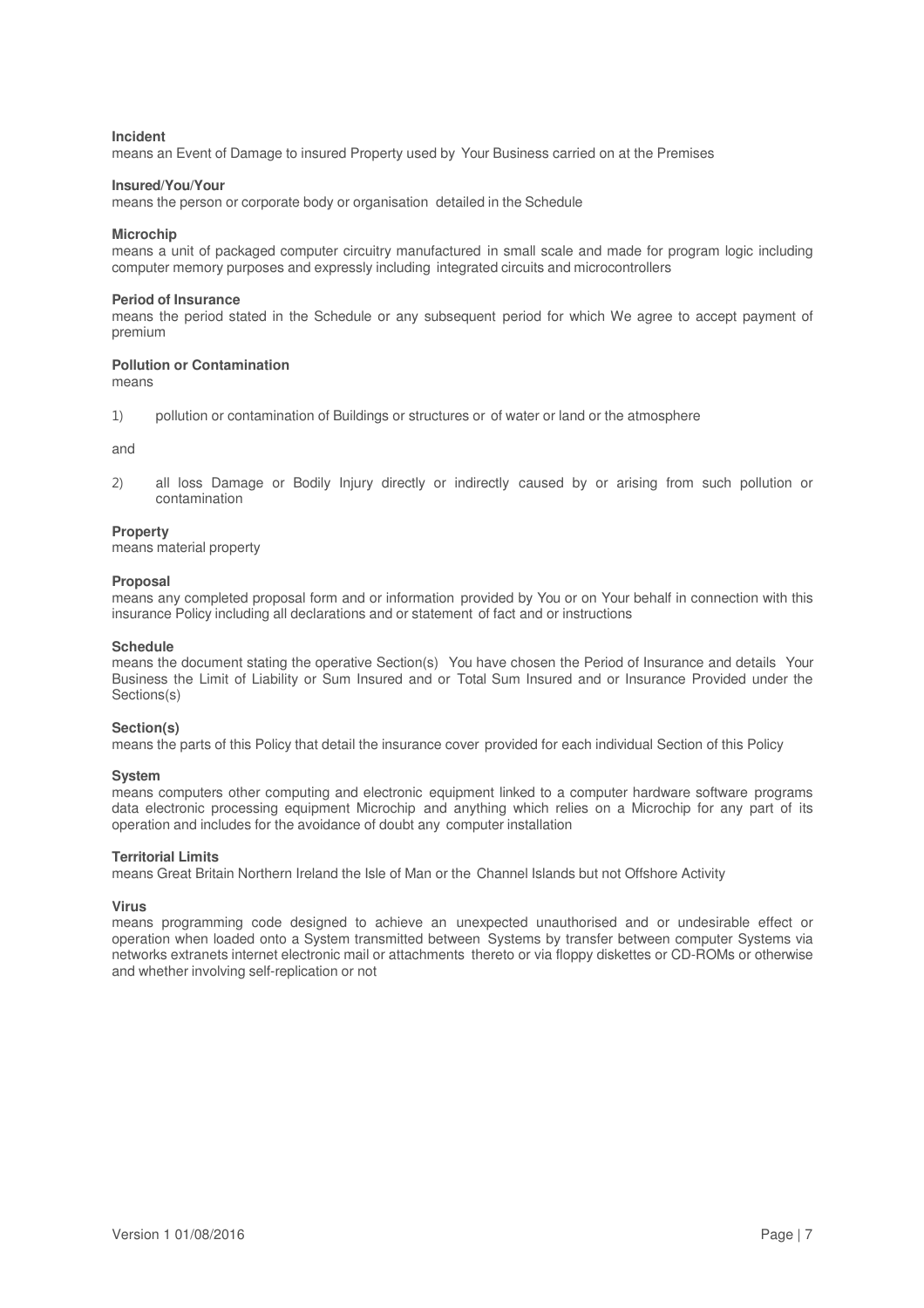**Incident**
means an Event of Damage to insured Property used by Your Business carried on at the Premises

**Insured/You/Your**
means the person or corporate body or organisation detailed in the Schedule

**Microchip**
means a unit of packaged computer circuitry manufactured in small scale and made for program logic including computer memory purposes and expressly including integrated circuits and microcontrollers

**Period of Insurance**
means the period stated in the Schedule or any subsequent period for which We agree to accept payment of premium

**Pollution or Contamination**
means

1) pollution or contamination of Buildings or structures or of water or land or the atmosphere

and

2) all loss Damage or Bodily Injury directly or indirectly caused by or arising from such pollution or contamination

**Property**
means material property

**Proposal**
means any completed proposal form and or information provided by You or on Your behalf in connection with this insurance Policy including all declarations and or statement of fact and or instructions

**Schedule**
means the document stating the operative Section(s) You have chosen the Period of Insurance and details Your Business the Limit of Liability or Sum Insured and or Total Sum Insured and or Insurance Provided under the Sections(s)

**Section(s)**
means the parts of this Policy that detail the insurance cover provided for each individual Section of this Policy

**System**
means computers other computing and electronic equipment linked to a computer hardware software programs data electronic processing equipment Microchip and anything which relies on a Microchip for any part of its operation and includes for the avoidance of doubt any computer installation

**Territorial Limits**
means Great Britain Northern Ireland the Isle of Man or the Channel Islands but not Offshore Activity

**Virus**
means programming code designed to achieve an unexpected unauthorised and or undesirable effect or operation when loaded onto a System transmitted between Systems by transfer between computer Systems via networks extranets internet electronic mail or attachments thereto or via floppy diskettes or CD-ROMs or otherwise and whether involving self-replication or not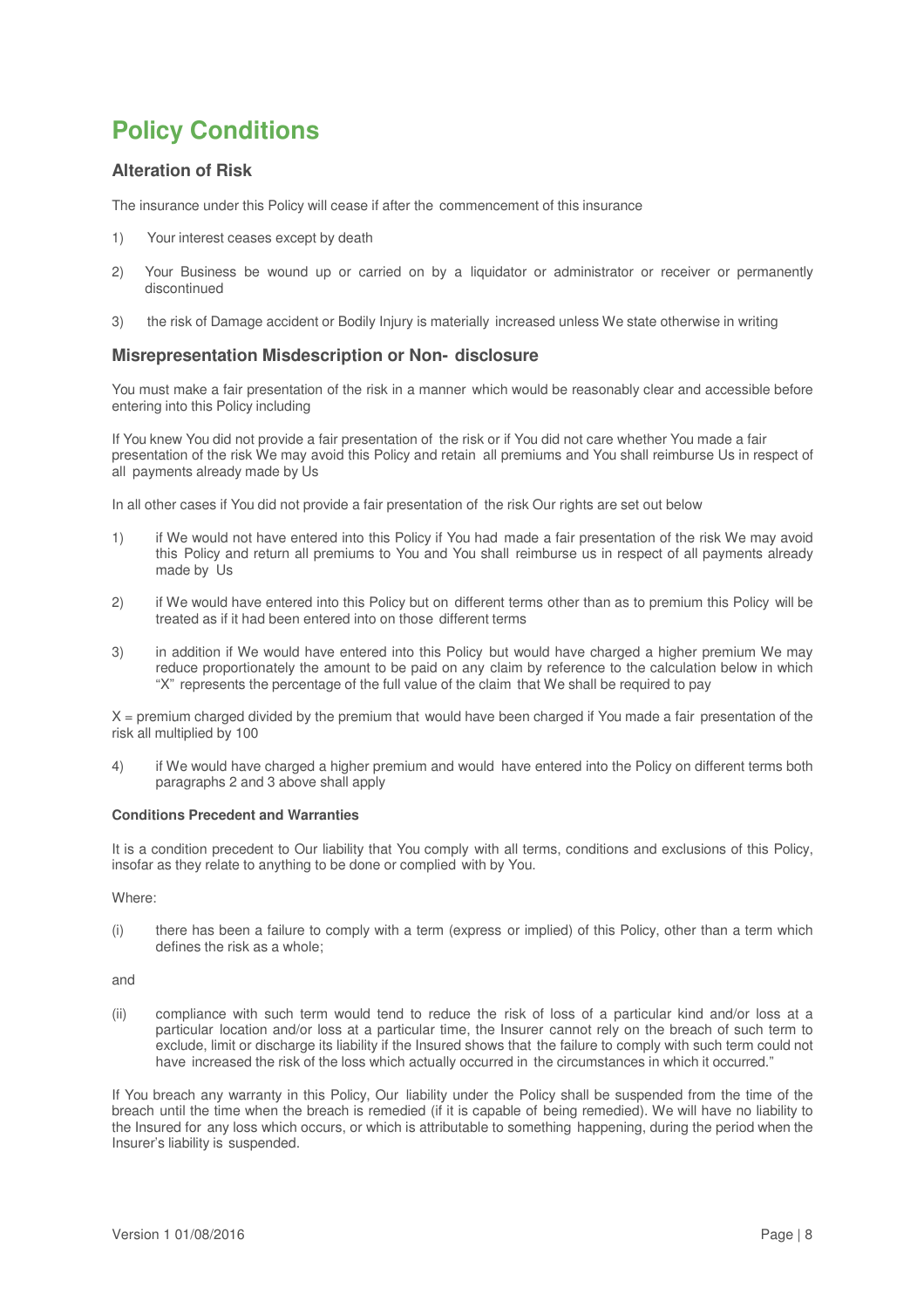# Policy Conditions

## Alteration of Risk

The insurance under this Policy will cease if after the commencement of this insurance

1) Your interest ceases except by death

2) Your Business be wound up or carried on by a liquidator or administrator or receiver or permanently discontinued

3) the risk of Damage accident or Bodily Injury is materially increased unless We state otherwise in writing

## Misrepresentation Misdescription or Non- disclosure

You must make a fair presentation of the risk in a manner which would be reasonably clear and accessible before entering into this Policy including

If You knew You did not provide a fair presentation of the risk or if You did not care whether You made a fair presentation of the risk We may avoid this Policy and retain all premiums and You shall reimburse Us in respect of all payments already made by Us

In all other cases if You did not provide a fair presentation of the risk Our rights are set out below

1) if We would not have entered into this Policy if You had made a fair presentation of the risk We may avoid this Policy and return all premiums to You and You shall reimburse us in respect of all payments already made by Us

2) if We would have entered into this Policy but on different terms other than as to premium this Policy will be treated as if it had been entered into on those different terms

3) in addition if We would have entered into this Policy but would have charged a higher premium We may reduce proportionately the amount to be paid on any claim by reference to the calculation below in which "X" represents the percentage of the full value of the claim that We shall be required to pay

X = premium charged divided by the premium that would have been charged if You made a fair presentation of the risk all multiplied by 100

4) if We would have charged a higher premium and would have entered into the Policy on different terms both paragraphs 2 and 3 above shall apply

**Conditions Precedent and Warranties**

It is a condition precedent to Our liability that You comply with all terms, conditions and exclusions of this Policy, insofar as they relate to anything to be done or complied with by You.

Where:

(i) there has been a failure to comply with a term (express or implied) of this Policy, other than a term which defines the risk as a whole;

and

(ii) compliance with such term would tend to reduce the risk of loss of a particular kind and/or loss at a particular location and/or loss at a particular time, the Insurer cannot rely on the breach of such term to exclude, limit or discharge its liability if the Insured shows that the failure to comply with such term could not have increased the risk of the loss which actually occurred in the circumstances in which it occurred."

If You breach any warranty in this Policy, Our liability under the Policy shall be suspended from the time of the breach until the time when the breach is remedied (if it is capable of being remedied). We will have no liability to the Insured for any loss which occurs, or which is attributable to something happening, during the period when the Insurer's liability is suspended.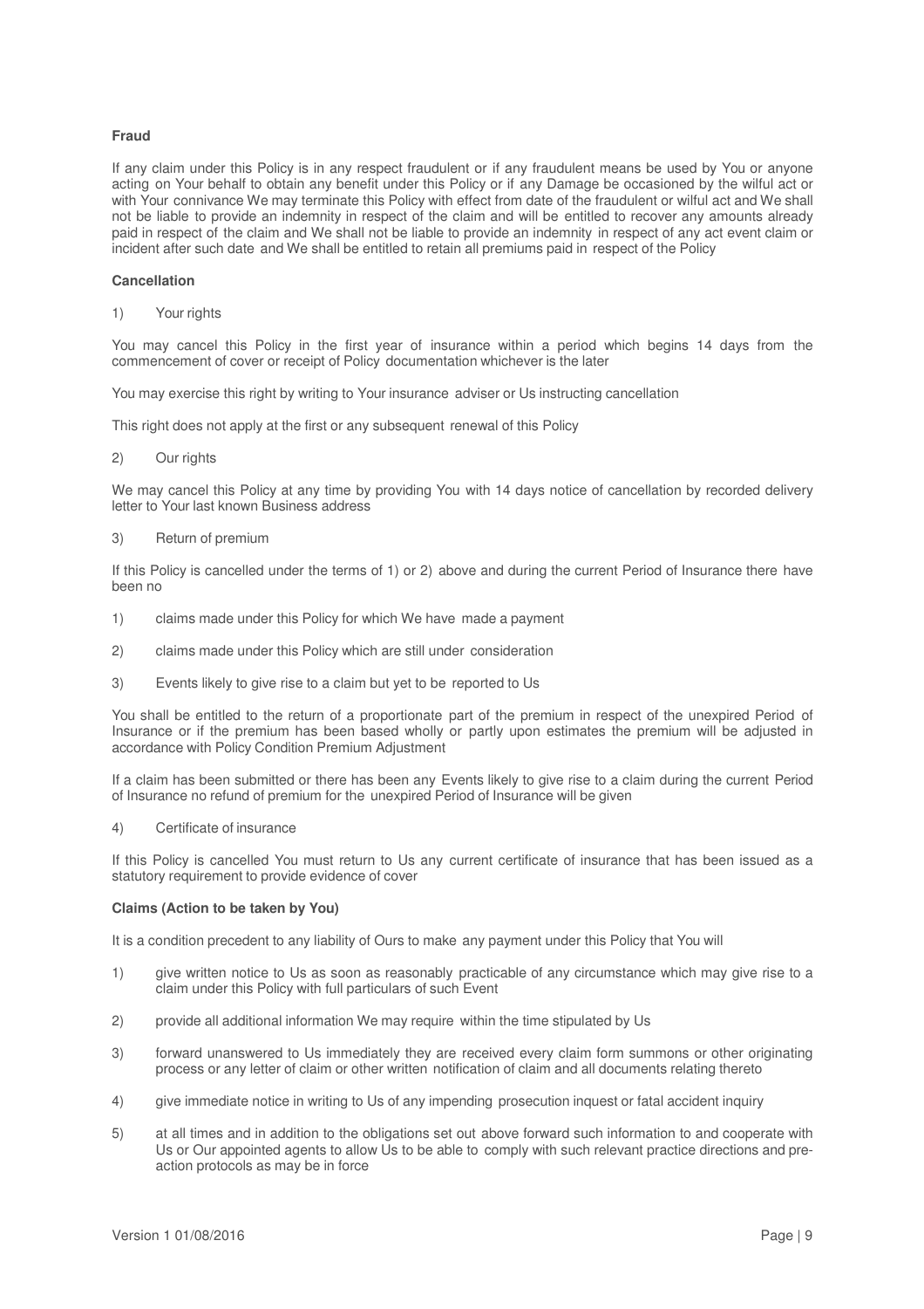**Fraud**

If any claim under this Policy is in any respect fraudulent or if any fraudulent means be used by You or anyone acting on Your behalf to obtain any benefit under this Policy or if any Damage be occasioned by the wilful act or with Your connivance We may terminate this Policy with effect from date of the fraudulent or wilful act and We shall not be liable to provide an indemnity in respect of the claim and will be entitled to recover any amounts already paid in respect of the claim and We shall not be liable to provide an indemnity in respect of any act event claim or incident after such date and We shall be entitled to retain all premiums paid in respect of the Policy

**Cancellation**

1) Your rights

You may cancel this Policy in the first year of insurance within a period which begins 14 days from the commencement of cover or receipt of Policy documentation whichever is the later

You may exercise this right by writing to Your insurance adviser or Us instructing cancellation

This right does not apply at the first or any subsequent renewal of this Policy

2) Our rights

We may cancel this Policy at any time by providing You with 14 days notice of cancellation by recorded delivery letter to Your last known Business address

3) Return of premium

If this Policy is cancelled under the terms of 1) or 2) above and during the current Period of Insurance there have been no

1) claims made under this Policy for which We have made a payment
2) claims made under this Policy which are still under consideration
3) Events likely to give rise to a claim but yet to be reported to Us

You shall be entitled to the return of a proportionate part of the premium in respect of the unexpired Period of Insurance or if the premium has been based wholly or partly upon estimates the premium will be adjusted in accordance with Policy Condition Premium Adjustment

If a claim has been submitted or there has been any Events likely to give rise to a claim during the current Period of Insurance no refund of premium for the unexpired Period of Insurance will be given

4) Certificate of insurance

If this Policy is cancelled You must return to Us any current certificate of insurance that has been issued as a statutory requirement to provide evidence of cover

**Claims (Action to be taken by You)**

It is a condition precedent to any liability of Ours to make any payment under this Policy that You will

1) give written notice to Us as soon as reasonably practicable of any circumstance which may give rise to a claim under this Policy with full particulars of such Event
2) provide all additional information We may require within the time stipulated by Us
3) forward unanswered to Us immediately they are received every claim form summons or other originating process or any letter of claim or other written notification of claim and all documents relating thereto
4) give immediate notice in writing to Us of any impending prosecution inquest or fatal accident inquiry
5) at all times and in addition to the obligations set out above forward such information to and cooperate with Us or Our appointed agents to allow Us to be able to comply with such relevant practice directions and pre-action protocols as may be in force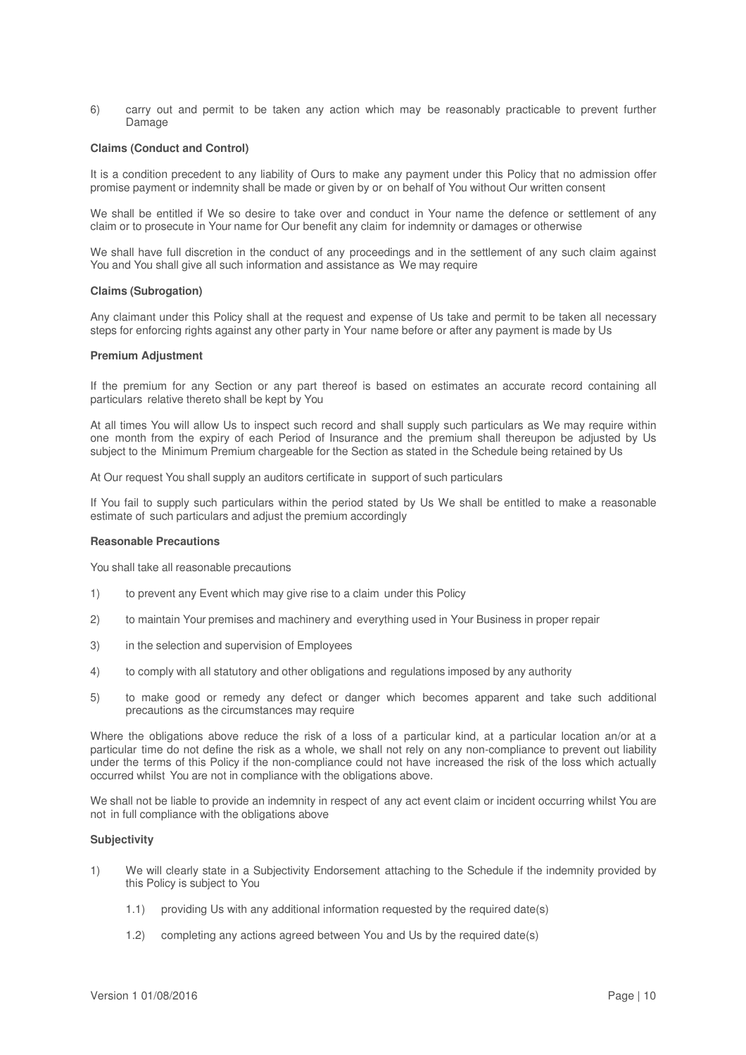6) carry out and permit to be taken any action which may be reasonably practicable to prevent further Damage

**Claims (Conduct and Control)**

It is a condition precedent to any liability of Ours to make any payment under this Policy that no admission offer promise payment or indemnity shall be made or given by or on behalf of You without Our written consent

We shall be entitled if We so desire to take over and conduct in Your name the defence or settlement of any claim or to prosecute in Your name for Our benefit any claim for indemnity or damages or otherwise

We shall have full discretion in the conduct of any proceedings and in the settlement of any such claim against You and You shall give all such information and assistance as We may require

**Claims (Subrogation)**

Any claimant under this Policy shall at the request and expense of Us take and permit to be taken all necessary steps for enforcing rights against any other party in Your name before or after any payment is made by Us

**Premium Adjustment**

If the premium for any Section or any part thereof is based on estimates an accurate record containing all particulars relative thereto shall be kept by You

At all times You will allow Us to inspect such record and shall supply such particulars as We may require within one month from the expiry of each Period of Insurance and the premium shall thereupon be adjusted by Us subject to the Minimum Premium chargeable for the Section as stated in the Schedule being retained by Us

At Our request You shall supply an auditors certificate in support of such particulars

If You fail to supply such particulars within the period stated by Us We shall be entitled to make a reasonable estimate of such particulars and adjust the premium accordingly

**Reasonable Precautions**

You shall take all reasonable precautions

1) to prevent any Event which may give rise to a claim under this Policy
2) to maintain Your premises and machinery and everything used in Your Business in proper repair
3) in the selection and supervision of Employees
4) to comply with all statutory and other obligations and regulations imposed by any authority
5) to make good or remedy any defect or danger which becomes apparent and take such additional precautions as the circumstances may require

Where the obligations above reduce the risk of a loss of a particular kind, at a particular location an/or at a particular time do not define the risk as a whole, we shall not rely on any non-compliance to prevent out liability under the terms of this Policy if the non-compliance could not have increased the risk of the loss which actually occurred whilst You are not in compliance with the obligations above.

We shall not be liable to provide an indemnity in respect of any act event claim or incident occurring whilst You are not in full compliance with the obligations above

**Subjectivity**

1) We will clearly state in a Subjectivity Endorsement attaching to the Schedule if the indemnity provided by this Policy is subject to You
   1.1) providing Us with any additional information requested by the required date(s)
   1.2) completing any actions agreed between You and Us by the required date(s)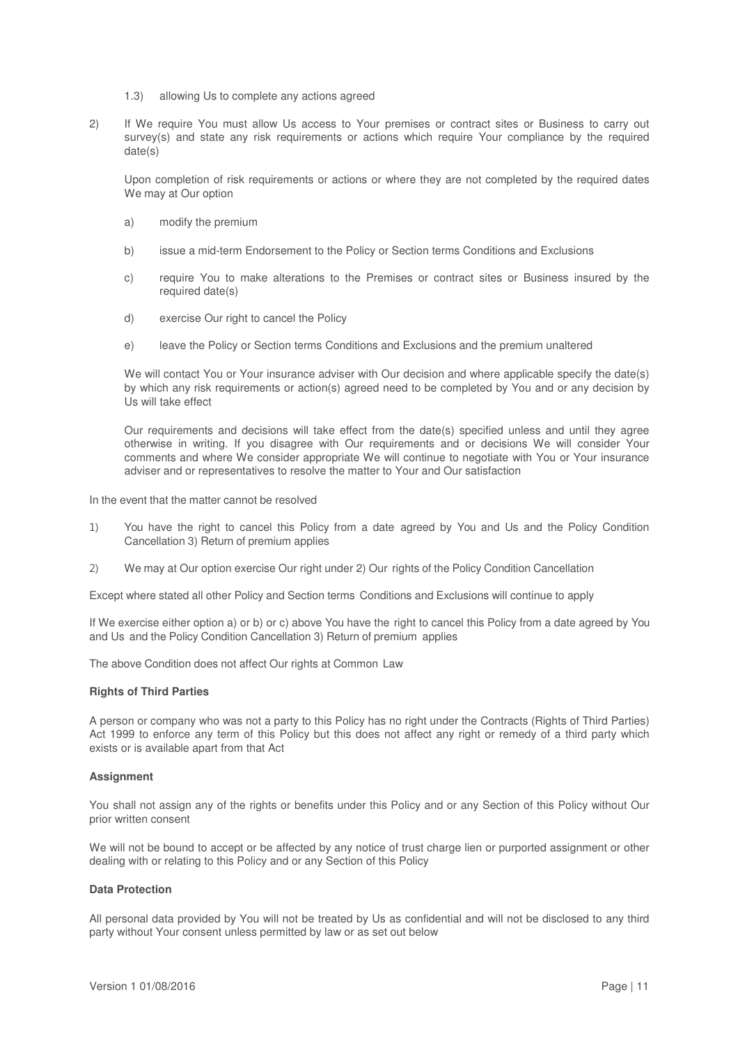1.3) allowing Us to complete any actions agreed

2) If We require You must allow Us access to Your premises or contract sites or Business to carry out survey(s) and state any risk requirements or actions which require Your compliance by the required date(s)

   Upon completion of risk requirements or actions or where they are not completed by the required dates We may at Our option

   a) modify the premium

   b) issue a mid-term Endorsement to the Policy or Section terms Conditions and Exclusions

   c) require You to make alterations to the Premises or contract sites or Business insured by the required date(s)

   d) exercise Our right to cancel the Policy

   e) leave the Policy or Section terms Conditions and Exclusions and the premium unaltered

   We will contact You or Your insurance adviser with Our decision and where applicable specify the date(s) by which any risk requirements or action(s) agreed need to be completed by You and or any decision by Us will take effect

   Our requirements and decisions will take effect from the date(s) specified unless and until they agree otherwise in writing. If you disagree with Our requirements and or decisions We will consider Your comments and where We consider appropriate We will continue to negotiate with You or Your insurance adviser and or representatives to resolve the matter to Your and Our satisfaction

In the event that the matter cannot be resolved

1) You have the right to cancel this Policy from a date agreed by You and Us and the Policy Condition Cancellation 3) Return of premium applies

2) We may at Our option exercise Our right under 2) Our rights of the Policy Condition Cancellation

Except where stated all other Policy and Section terms Conditions and Exclusions will continue to apply

If We exercise either option a) or b) or c) above You have the right to cancel this Policy from a date agreed by You and Us and the Policy Condition Cancellation 3) Return of premium applies

The above Condition does not affect Our rights at Common Law

**Rights of Third Parties**

A person or company who was not a party to this Policy has no right under the Contracts (Rights of Third Parties) Act 1999 to enforce any term of this Policy but this does not affect any right or remedy of a third party which exists or is available apart from that Act

**Assignment**

You shall not assign any of the rights or benefits under this Policy and or any Section of this Policy without Our prior written consent

We will not be bound to accept or be affected by any notice of trust charge lien or purported assignment or other dealing with or relating to this Policy and or any Section of this Policy

**Data Protection**

All personal data provided by You will not be treated by Us as confidential and will not be disclosed to any third party without Your consent unless permitted by law or as set out below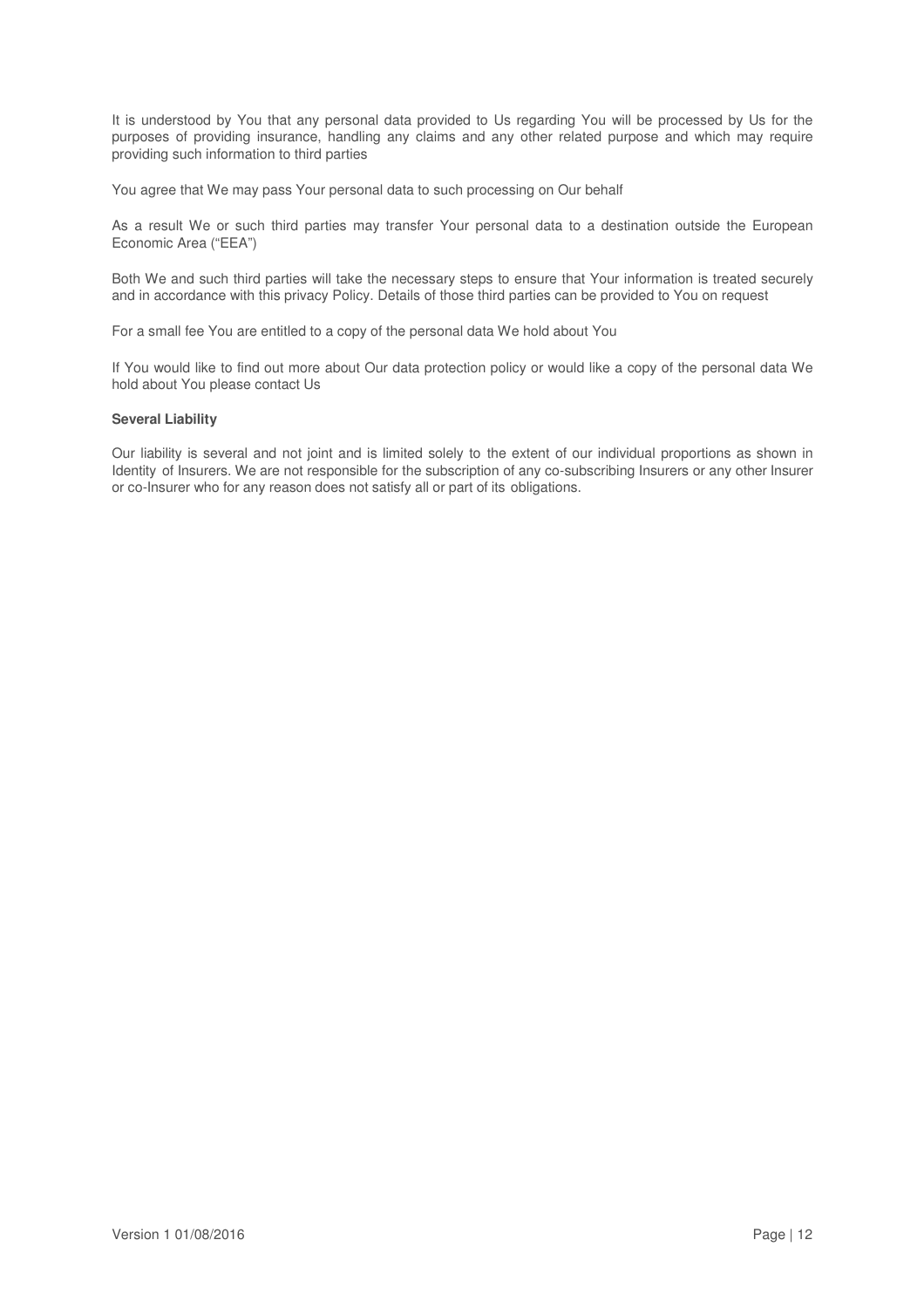It is understood by You that any personal data provided to Us regarding You will be processed by Us for the purposes of providing insurance, handling any claims and any other related purpose and which may require providing such information to third parties

You agree that We may pass Your personal data to such processing on Our behalf

As a result We or such third parties may transfer Your personal data to a destination outside the European Economic Area ("EEA")

Both We and such third parties will take the necessary steps to ensure that Your information is treated securely and in accordance with this privacy Policy. Details of those third parties can be provided to You on request

For a small fee You are entitled to a copy of the personal data We hold about You

If You would like to find out more about Our data protection policy or would like a copy of the personal data We hold about You please contact Us

**Several Liability**

Our liability is several and not joint and is limited solely to the extent of our individual proportions as shown in Identity of Insurers. We are not responsible for the subscription of any co-subscribing Insurers or any other Insurer or co-Insurer who for any reason does not satisfy all or part of its obligations.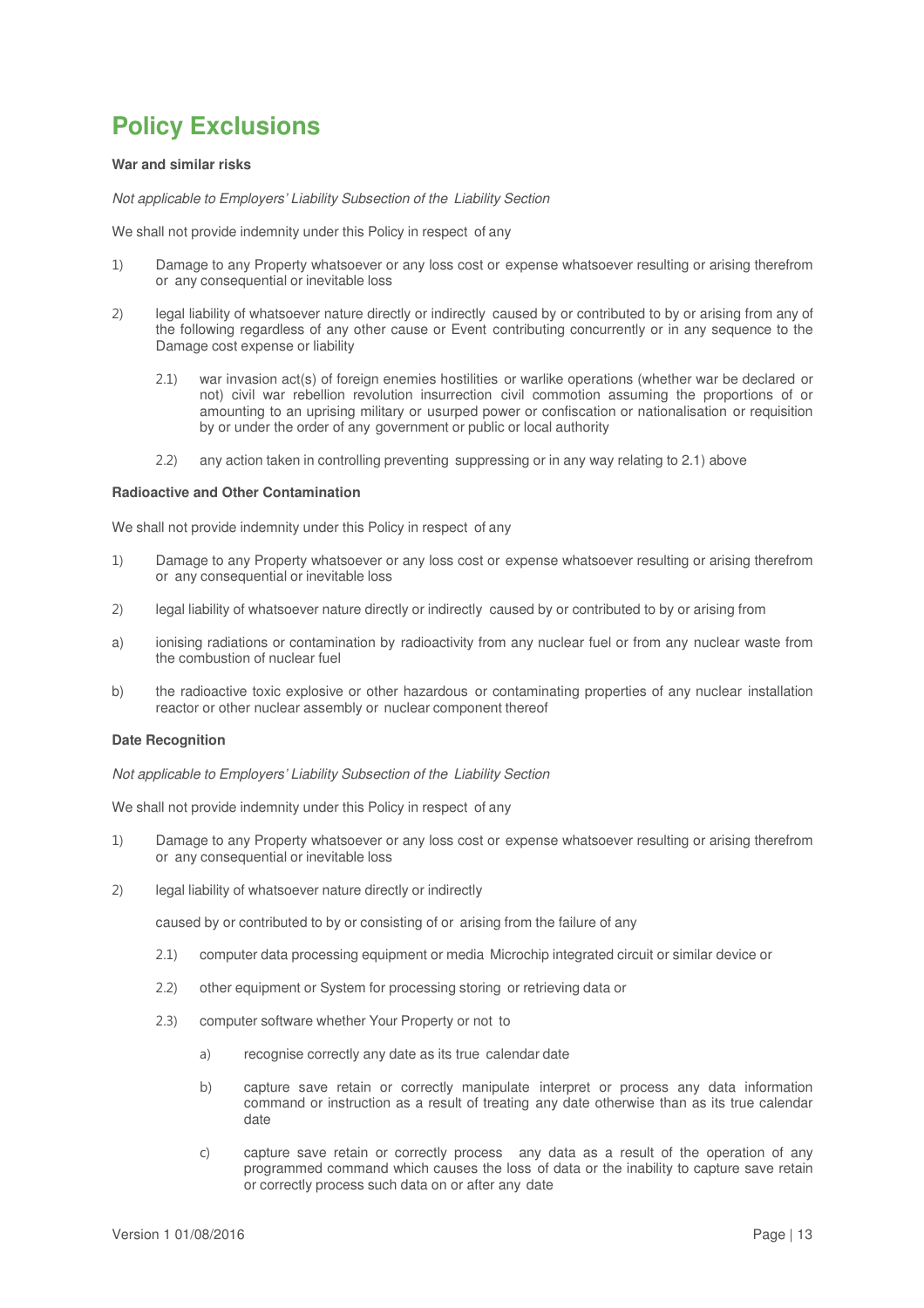# Policy Exclusions

**War and similar risks**

*Not applicable to Employers' Liability Subsection of the Liability Section*

We shall not provide indemnity under this Policy in respect of any

1) Damage to any Property whatsoever or any loss cost or expense whatsoever resulting or arising therefrom or any consequential or inevitable loss

2) legal liability of whatsoever nature directly or indirectly caused by or contributed to by or arising from any of the following regardless of any other cause or Event contributing concurrently or in any sequence to the Damage cost expense or liability

   2.1) war invasion act(s) of foreign enemies hostilities or warlike operations (whether war be declared or not) civil war rebellion revolution insurrection civil commotion assuming the proportions of or amounting to an uprising military or usurped power or confiscation or nationalisation or requisition by or under the order of any government or public or local authority

   2.2) any action taken in controlling preventing suppressing or in any way relating to 2.1) above

**Radioactive and Other Contamination**

We shall not provide indemnity under this Policy in respect of any

1) Damage to any Property whatsoever or any loss cost or expense whatsoever resulting or arising therefrom or any consequential or inevitable loss

2) legal liability of whatsoever nature directly or indirectly caused by or contributed to by or arising from

a) ionising radiations or contamination by radioactivity from any nuclear fuel or from any nuclear waste from the combustion of nuclear fuel

b) the radioactive toxic explosive or other hazardous or contaminating properties of any nuclear installation reactor or other nuclear assembly or nuclear component thereof

**Date Recognition**

*Not applicable to Employers' Liability Subsection of the Liability Section*

We shall not provide indemnity under this Policy in respect of any

1) Damage to any Property whatsoever or any loss cost or expense whatsoever resulting or arising therefrom or any consequential or inevitable loss

2) legal liability of whatsoever nature directly or indirectly

   caused by or contributed to by or consisting of or arising from the failure of any

   2.1) computer data processing equipment or media Microchip integrated circuit or similar device or

   2.2) other equipment or System for processing storing or retrieving data or

   2.3) computer software whether Your Property or not to

      a) recognise correctly any date as its true calendar date

      b) capture save retain or correctly manipulate interpret or process any data information command or instruction as a result of treating any date otherwise than as its true calendar date

      c) capture save retain or correctly process any data as a result of the operation of any programmed command which causes the loss of data or the inability to capture save retain or correctly process such data on or after any date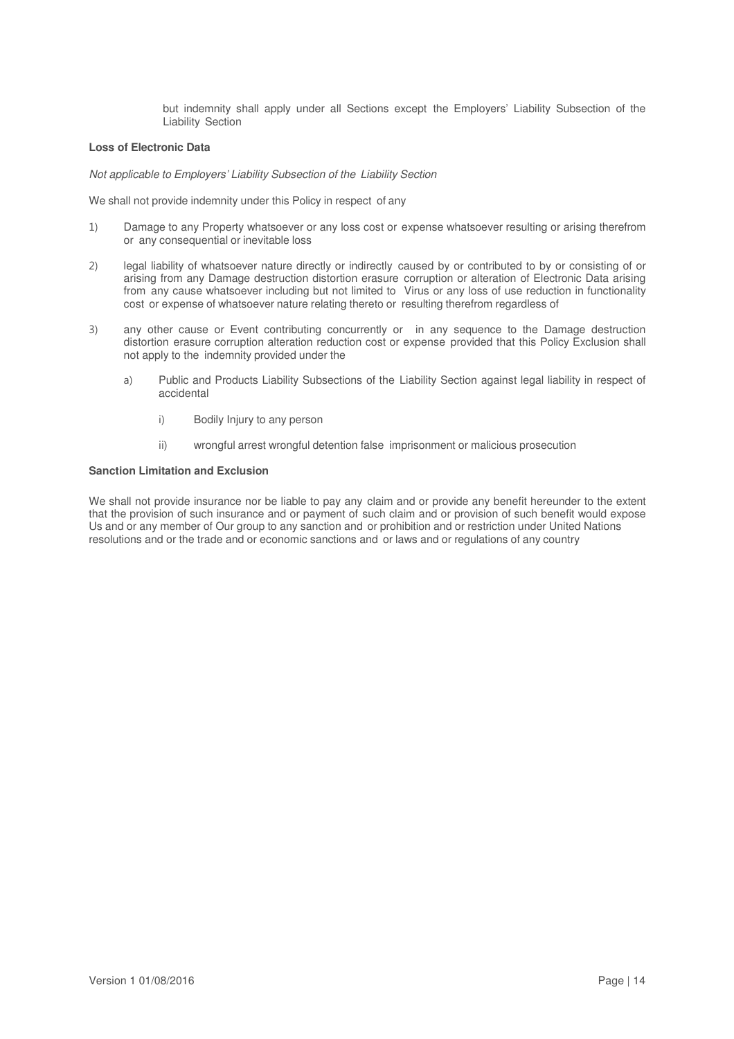but indemnity shall apply under all Sections except the Employers' Liability Subsection of the Liability Section

**Loss of Electronic Data**

*Not applicable to Employers' Liability Subsection of the Liability Section*

We shall not provide indemnity under this Policy in respect of any

1) Damage to any Property whatsoever or any loss cost or expense whatsoever resulting or arising therefrom or any consequential or inevitable loss

2) legal liability of whatsoever nature directly or indirectly caused by or contributed to by or consisting of or arising from any Damage destruction distortion erasure corruption or alteration of Electronic Data arising from any cause whatsoever including but not limited to Virus or any loss of use reduction in functionality cost or expense of whatsoever nature relating thereto or resulting therefrom regardless of

3) any other cause or Event contributing concurrently or in any sequence to the Damage destruction distortion erasure corruption alteration reduction cost or expense provided that this Policy Exclusion shall not apply to the indemnity provided under the

   a) Public and Products Liability Subsections of the Liability Section against legal liability in respect of accidental

      i) Bodily Injury to any person

      ii) wrongful arrest wrongful detention false imprisonment or malicious prosecution

**Sanction Limitation and Exclusion**

We shall not provide insurance nor be liable to pay any claim and or provide any benefit hereunder to the extent that the provision of such insurance and or payment of such claim and or provision of such benefit would expose Us and or any member of Our group to any sanction and or prohibition and or restriction under United Nations resolutions and or the trade and or economic sanctions and or laws and or regulations of any country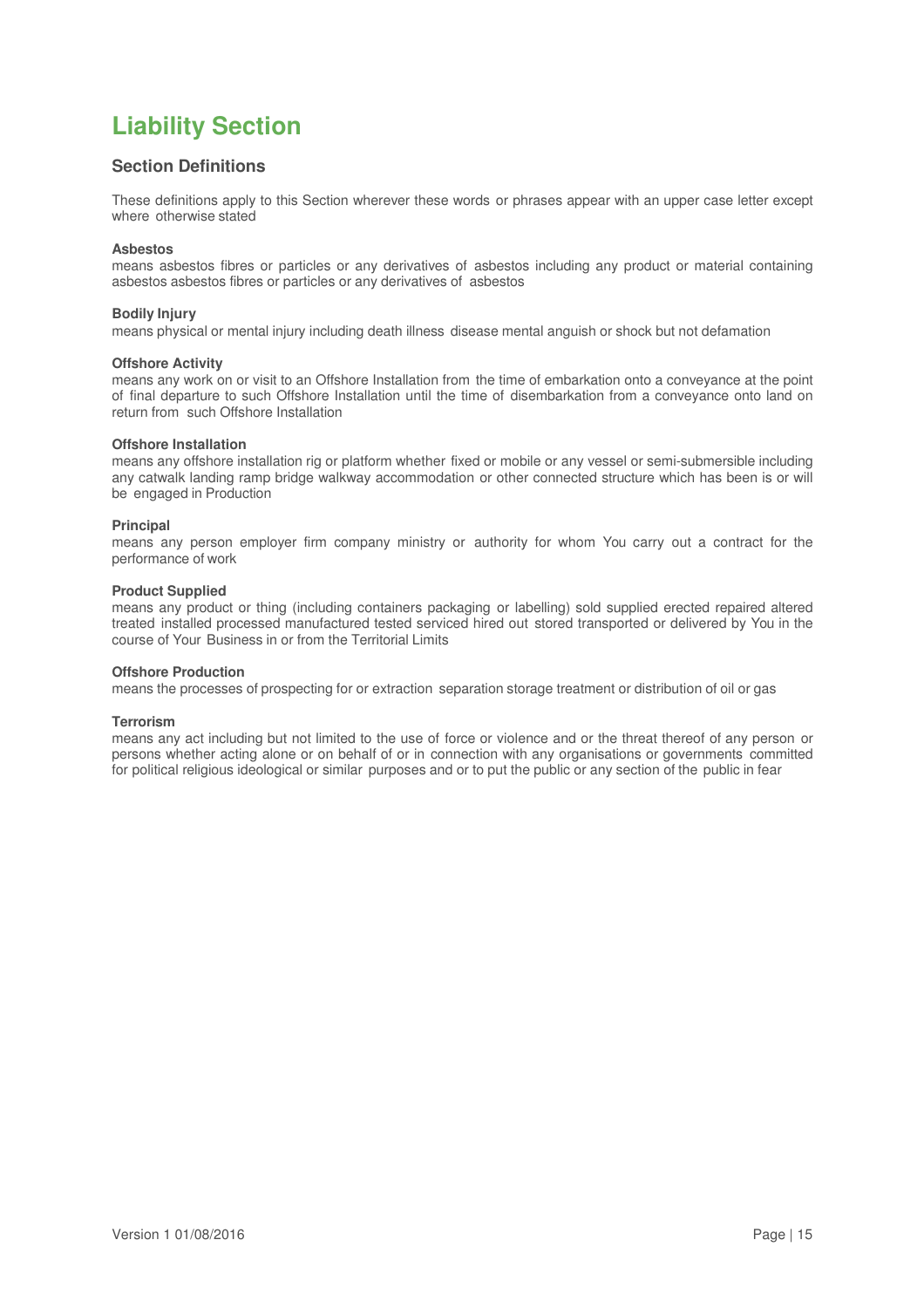# Liability Section

## Section Definitions

These definitions apply to this Section wherever these words or phrases appear with an upper case letter except where otherwise stated

**Asbestos**
means asbestos fibres or particles or any derivatives of asbestos including any product or material containing asbestos asbestos fibres or particles or any derivatives of asbestos

**Bodily Injury**
means physical or mental injury including death illness disease mental anguish or shock but not defamation

**Offshore Activity**
means any work on or visit to an Offshore Installation from the time of embarkation onto a conveyance at the point of final departure to such Offshore Installation until the time of disembarkation from a conveyance onto land on return from such Offshore Installation

**Offshore Installation**
means any offshore installation rig or platform whether fixed or mobile or any vessel or semi-submersible including any catwalk landing ramp bridge walkway accommodation or other connected structure which has been is or will be engaged in Production

**Principal**
means any person employer firm company ministry or authority for whom You carry out a contract for the performance of work

**Product Supplied**
means any product or thing (including containers packaging or labelling) sold supplied erected repaired altered treated installed processed manufactured tested serviced hired out stored transported or delivered by You in the course of Your Business in or from the Territorial Limits

**Offshore Production**
means the processes of prospecting for or extraction separation storage treatment or distribution of oil or gas

**Terrorism**
means any act including but not limited to the use of force or violence and or the threat thereof of any person or persons whether acting alone or on behalf of or in connection with any organisations or governments committed for political religious ideological or similar purposes and or to put the public or any section of the public in fear

Version 1 01/08/2016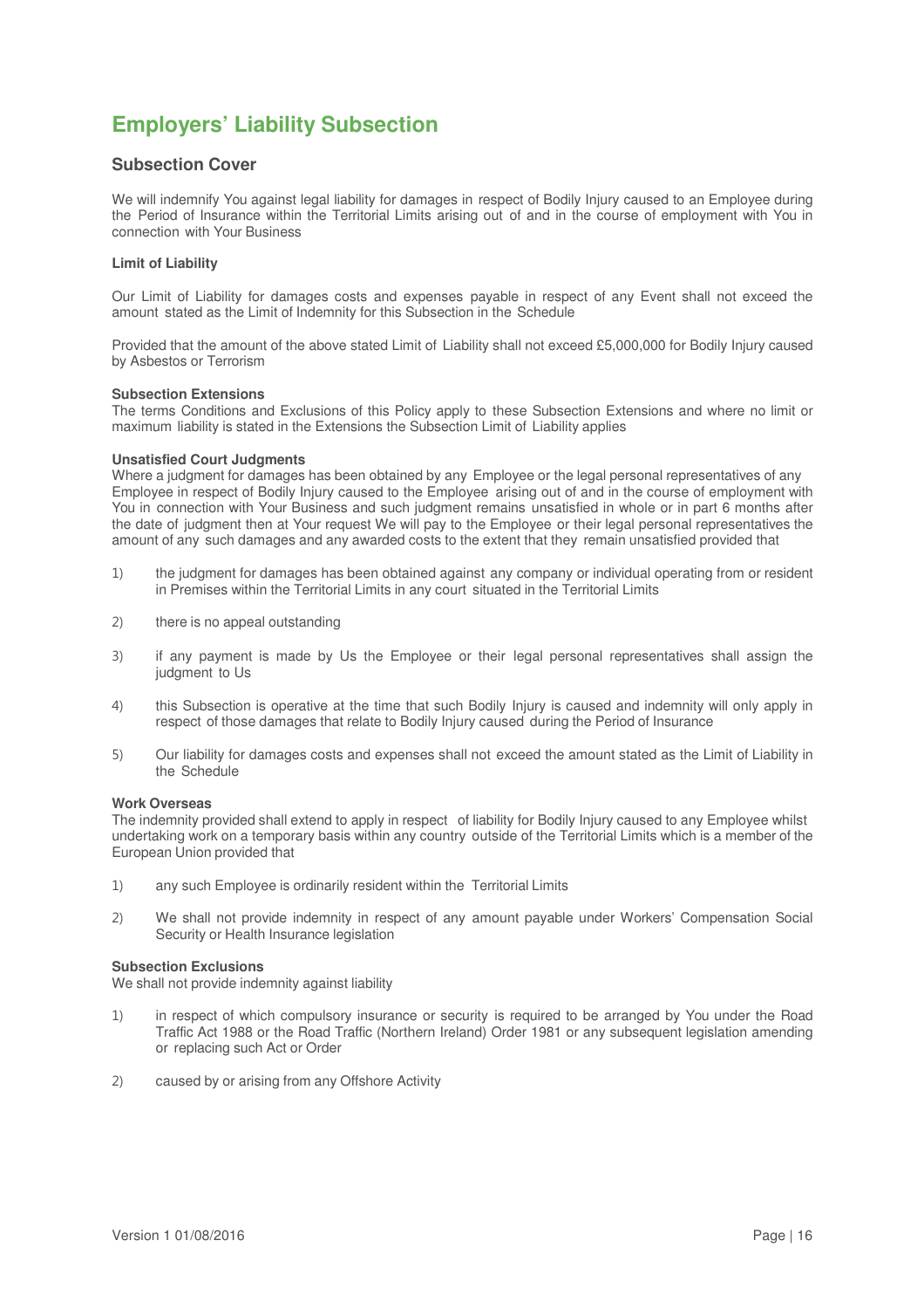# Employers' Liability Subsection

## Subsection Cover

We will indemnify You against legal liability for damages in respect of Bodily Injury caused to an Employee during the Period of Insurance within the Territorial Limits arising out of and in the course of employment with You in connection with Your Business

**Limit of Liability**

Our Limit of Liability for damages costs and expenses payable in respect of any Event shall not exceed the amount stated as the Limit of Indemnity for this Subsection in the Schedule

Provided that the amount of the above stated Limit of Liability shall not exceed £5,000,000 for Bodily Injury caused by Asbestos or Terrorism

**Subsection Extensions**

The terms Conditions and Exclusions of this Policy apply to these Subsection Extensions and where no limit or maximum liability is stated in the Extensions the Subsection Limit of Liability applies

**Unsatisfied Court Judgments**

Where a judgment for damages has been obtained by any Employee or the legal personal representatives of any Employee in respect of Bodily Injury caused to the Employee arising out of and in the course of employment with You in connection with Your Business and such judgment remains unsatisfied in whole or in part 6 months after the date of judgment then at Your request We will pay to the Employee or their legal personal representatives the amount of any such damages and any awarded costs to the extent that they remain unsatisfied provided that

1) the judgment for damages has been obtained against any company or individual operating from or resident in Premises within the Territorial Limits in any court situated in the Territorial Limits

2) there is no appeal outstanding

3) if any payment is made by Us the Employee or their legal personal representatives shall assign the judgment to Us

4) this Subsection is operative at the time that such Bodily Injury is caused and indemnity will only apply in respect of those damages that relate to Bodily Injury caused during the Period of Insurance

5) Our liability for damages costs and expenses shall not exceed the amount stated as the Limit of Liability in the Schedule

**Work Overseas**

The indemnity provided shall extend to apply in respect of liability for Bodily Injury caused to any Employee whilst undertaking work on a temporary basis within any country outside of the Territorial Limits which is a member of the European Union provided that

1) any such Employee is ordinarily resident within the Territorial Limits

2) We shall not provide indemnity in respect of any amount payable under Workers' Compensation Social Security or Health Insurance legislation

**Subsection Exclusions**

We shall not provide indemnity against liability

1) in respect of which compulsory insurance or security is required to be arranged by You under the Road Traffic Act 1988 or the Road Traffic (Northern Ireland) Order 1981 or any subsequent legislation amending or replacing such Act or Order

2) caused by or arising from any Offshore Activity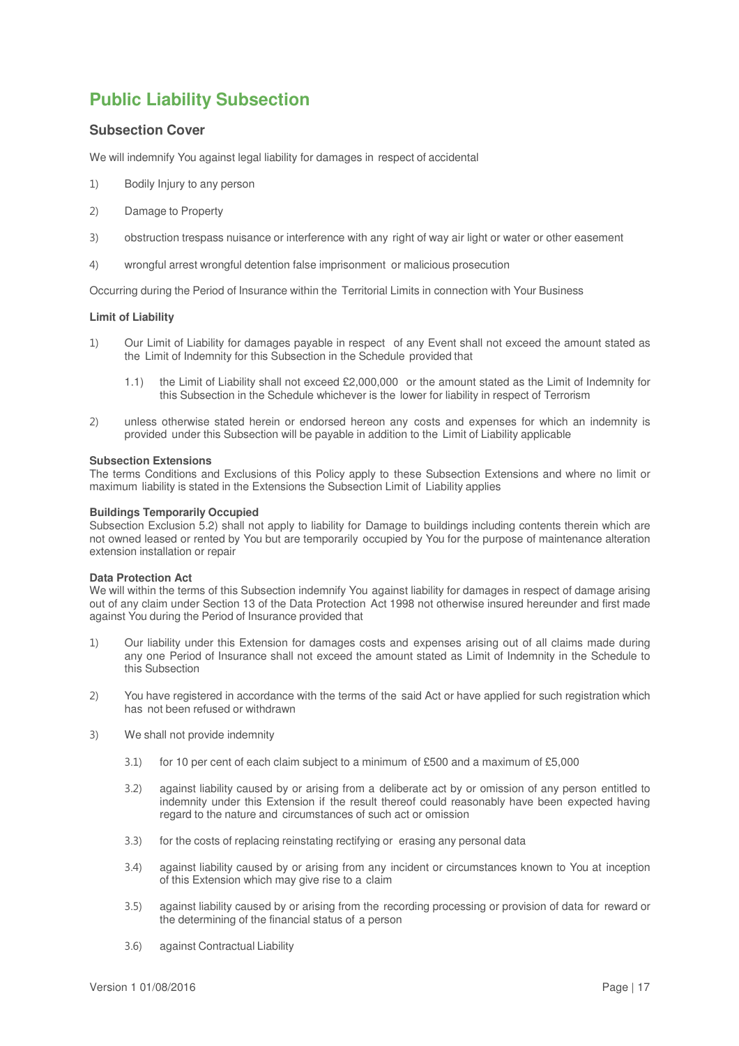# Public Liability Subsection

## Subsection Cover

We will indemnify You against legal liability for damages in respect of accidental

1) Bodily Injury to any person

2) Damage to Property

3) obstruction trespass nuisance or interference with any right of way air light or water or other easement

4) wrongful arrest wrongful detention false imprisonment or malicious prosecution

Occurring during the Period of Insurance within the Territorial Limits in connection with Your Business

**Limit of Liability**

1) Our Limit of Liability for damages payable in respect of any Event shall not exceed the amount stated as the Limit of Indemnity for this Subsection in the Schedule provided that

    1.1) the Limit of Liability shall not exceed £2,000,000 or the amount stated as the Limit of Indemnity for this Subsection in the Schedule whichever is the lower for liability in respect of Terrorism

2) unless otherwise stated herein or endorsed hereon any costs and expenses for which an indemnity is provided under this Subsection will be payable in addition to the Limit of Liability applicable

**Subsection Extensions**

The terms Conditions and Exclusions of this Policy apply to these Subsection Extensions and where no limit or maximum liability is stated in the Extensions the Subsection Limit of Liability applies

**Buildings Temporarily Occupied**

Subsection Exclusion 5.2) shall not apply to liability for Damage to buildings including contents therein which are not owned leased or rented by You but are temporarily occupied by You for the purpose of maintenance alteration extension installation or repair

**Data Protection Act**

We will within the terms of this Subsection indemnify You against liability for damages in respect of damage arising out of any claim under Section 13 of the Data Protection Act 1998 not otherwise insured hereunder and first made against You during the Period of Insurance provided that

1) Our liability under this Extension for damages costs and expenses arising out of all claims made during any one Period of Insurance shall not exceed the amount stated as Limit of Indemnity in the Schedule to this Subsection

2) You have registered in accordance with the terms of the said Act or have applied for such registration which has not been refused or withdrawn

3) We shall not provide indemnity

    3.1) for 10 per cent of each claim subject to a minimum of £500 and a maximum of £5,000

    3.2) against liability caused by or arising from a deliberate act by or omission of any person entitled to indemnity under this Extension if the result thereof could reasonably have been expected having regard to the nature and circumstances of such act or omission

    3.3) for the costs of replacing reinstating rectifying or erasing any personal data

    3.4) against liability caused by or arising from any incident or circumstances known to You at inception of this Extension which may give rise to a claim

    3.5) against liability caused by or arising from the recording processing or provision of data for reward or the determining of the financial status of a person

    3.6) against Contractual Liability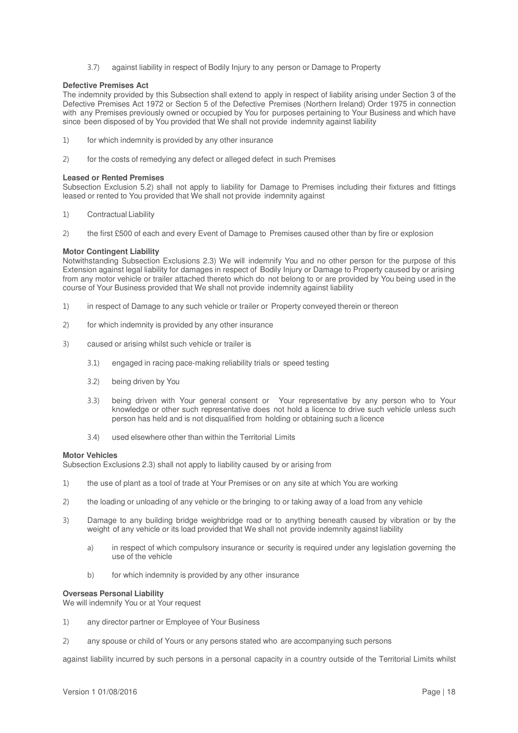3.7) against liability in respect of Bodily Injury to any person or Damage to Property

**Defective Premises Act**
The indemnity provided by this Subsection shall extend to apply in respect of liability arising under Section 3 of the Defective Premises Act 1972 or Section 5 of the Defective Premises (Northern Ireland) Order 1975 in connection with any Premises previously owned or occupied by You for purposes pertaining to Your Business and which have since been disposed of by You provided that We shall not provide indemnity against liability

1) for which indemnity is provided by any other insurance

2) for the costs of remedying any defect or alleged defect in such Premises

**Leased or Rented Premises**
Subsection Exclusion 5.2) shall not apply to liability for Damage to Premises including their fixtures and fittings leased or rented to You provided that We shall not provide indemnity against

1) Contractual Liability

2) the first £500 of each and every Event of Damage to Premises caused other than by fire or explosion

**Motor Contingent Liability**
Notwithstanding Subsection Exclusions 2.3) We will indemnify You and no other person for the purpose of this Extension against legal liability for damages in respect of Bodily Injury or Damage to Property caused by or arising from any motor vehicle or trailer attached thereto which do not belong to or are provided by You being used in the course of Your Business provided that We shall not provide indemnity against liability

1) in respect of Damage to any such vehicle or trailer or Property conveyed therein or thereon

2) for which indemnity is provided by any other insurance

3) caused or arising whilst such vehicle or trailer is

   3.1) engaged in racing pace-making reliability trials or speed testing

   3.2) being driven by You

   3.3) being driven with Your general consent or Your representative by any person who to Your knowledge or other such representative does not hold a licence to drive such vehicle unless such person has held and is not disqualified from holding or obtaining such a licence

   3.4) used elsewhere other than within the Territorial Limits

**Motor Vehicles**
Subsection Exclusions 2.3) shall not apply to liability caused by or arising from

1) the use of plant as a tool of trade at Your Premises or on any site at which You are working

2) the loading or unloading of any vehicle or the bringing to or taking away of a load from any vehicle

3) Damage to any building bridge weighbridge road or to anything beneath caused by vibration or by the weight of any vehicle or its load provided that We shall not provide indemnity against liability

   a) in respect of which compulsory insurance or security is required under any legislation governing the use of the vehicle

   b) for which indemnity is provided by any other insurance

**Overseas Personal Liability**
We will indemnify You or at Your request

1) any director partner or Employee of Your Business

2) any spouse or child of Yours or any persons stated who are accompanying such persons

against liability incurred by such persons in a personal capacity in a country outside of the Territorial Limits whilst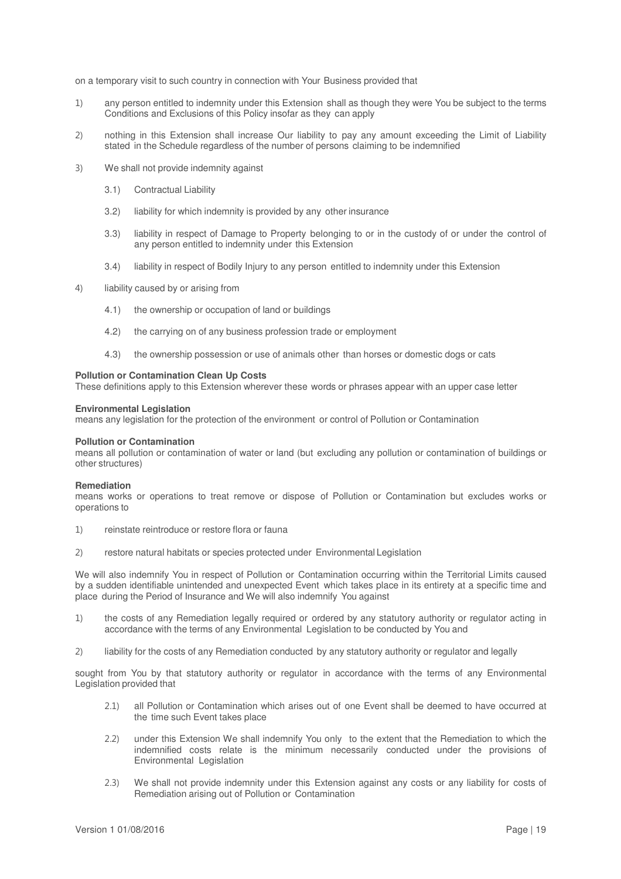on a temporary visit to such country in connection with Your Business provided that

1) any person entitled to indemnity under this Extension shall as though they were You be subject to the terms Conditions and Exclusions of this Policy insofar as they can apply

2) nothing in this Extension shall increase Our liability to pay any amount exceeding the Limit of Liability stated in the Schedule regardless of the number of persons claiming to be indemnified

3) We shall not provide indemnity against

    3.1) Contractual Liability

    3.2) liability for which indemnity is provided by any other insurance

    3.3) liability in respect of Damage to Property belonging to or in the custody of or under the control of any person entitled to indemnity under this Extension

    3.4) liability in respect of Bodily Injury to any person entitled to indemnity under this Extension

4) liability caused by or arising from

    4.1) the ownership or occupation of land or buildings

    4.2) the carrying on of any business profession trade or employment

    4.3) the ownership possession or use of animals other than horses or domestic dogs or cats

**Pollution or Contamination Clean Up Costs**
These definitions apply to this Extension wherever these words or phrases appear with an upper case letter

**Environmental Legislation**
means any legislation for the protection of the environment or control of Pollution or Contamination

**Pollution or Contamination**
means all pollution or contamination of water or land (but excluding any pollution or contamination of buildings or other structures)

**Remediation**
means works or operations to treat remove or dispose of Pollution or Contamination but excludes works or operations to

1) reinstate reintroduce or restore flora or fauna

2) restore natural habitats or species protected under Environmental Legislation

We will also indemnify You in respect of Pollution or Contamination occurring within the Territorial Limits caused by a sudden identifiable unintended and unexpected Event which takes place in its entirety at a specific time and place during the Period of Insurance and We will also indemnify You against

1) the costs of any Remediation legally required or ordered by any statutory authority or regulator acting in accordance with the terms of any Environmental Legislation to be conducted by You and

2) liability for the costs of any Remediation conducted by any statutory authority or regulator and legally

sought from You by that statutory authority or regulator in accordance with the terms of any Environmental Legislation provided that

    2.1) all Pollution or Contamination which arises out of one Event shall be deemed to have occurred at the time such Event takes place

    2.2) under this Extension We shall indemnify You only to the extent that the Remediation to which the indemnified costs relate is the minimum necessarily conducted under the provisions of Environmental Legislation

    2.3) We shall not provide indemnity under this Extension against any costs or any liability for costs of Remediation arising out of Pollution or Contamination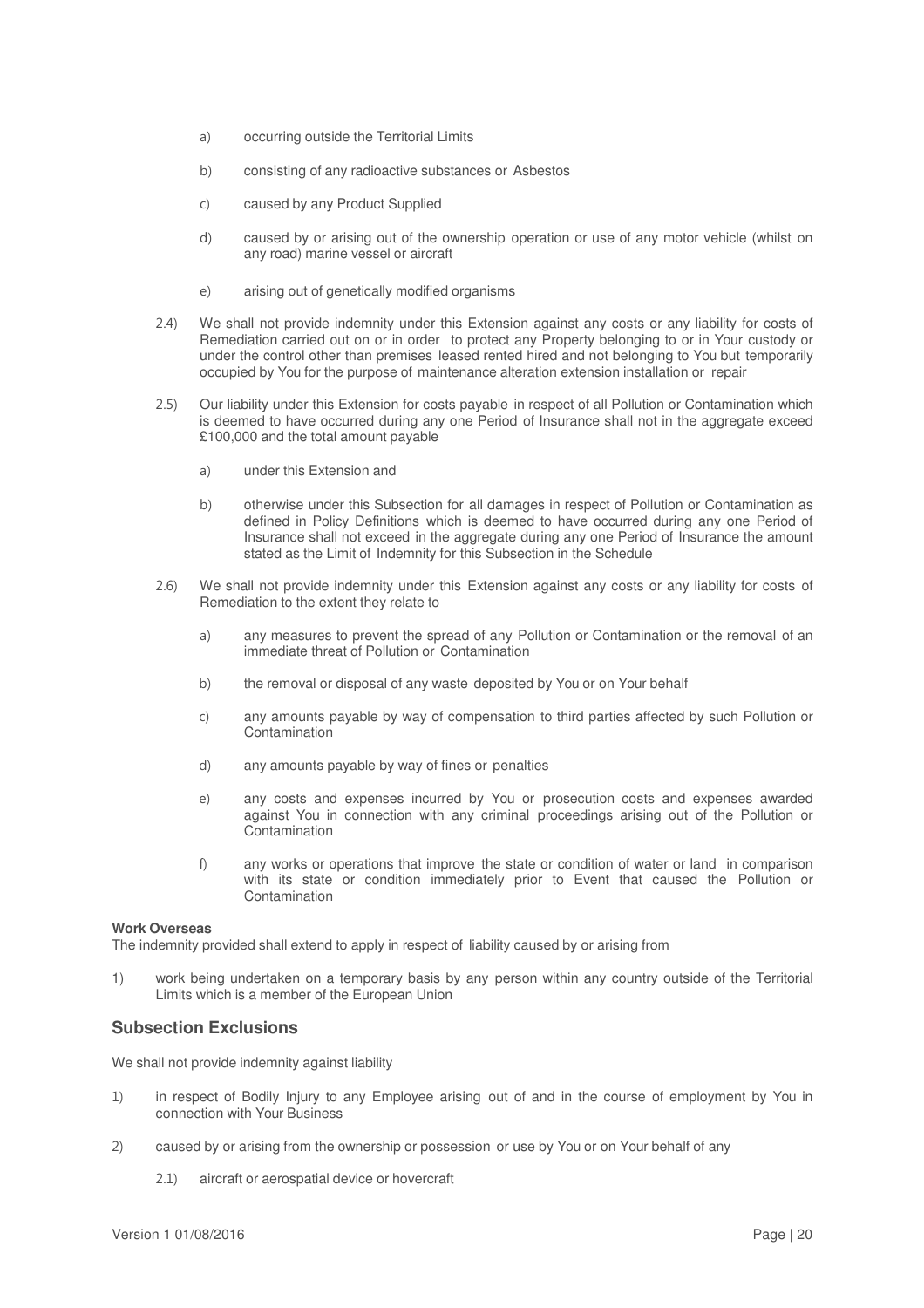a) occurring outside the Territorial Limits

b) consisting of any radioactive substances or Asbestos

c) caused by any Product Supplied

d) caused by or arising out of the ownership operation or use of any motor vehicle (whilst on any road) marine vessel or aircraft

e) arising out of genetically modified organisms

2.4) We shall not provide indemnity under this Extension against any costs or any liability for costs of Remediation carried out on or in order to protect any Property belonging to or in Your custody or under the control other than premises leased rented hired and not belonging to You but temporarily occupied by You for the purpose of maintenance alteration extension installation or repair

2.5) Our liability under this Extension for costs payable in respect of all Pollution or Contamination which is deemed to have occurred during any one Period of Insurance shall not in the aggregate exceed £100,000 and the total amount payable

a) under this Extension and

b) otherwise under this Subsection for all damages in respect of Pollution or Contamination as defined in Policy Definitions which is deemed to have occurred during any one Period of Insurance shall not exceed in the aggregate during any one Period of Insurance the amount stated as the Limit of Indemnity for this Subsection in the Schedule

2.6) We shall not provide indemnity under this Extension against any costs or any liability for costs of Remediation to the extent they relate to

a) any measures to prevent the spread of any Pollution or Contamination or the removal of an immediate threat of Pollution or Contamination

b) the removal or disposal of any waste deposited by You or on Your behalf

c) any amounts payable by way of compensation to third parties affected by such Pollution or Contamination

d) any amounts payable by way of fines or penalties

e) any costs and expenses incurred by You or prosecution costs and expenses awarded against You in connection with any criminal proceedings arising out of the Pollution or Contamination

f) any works or operations that improve the state or condition of water or land in comparison with its state or condition immediately prior to Event that caused the Pollution or Contamination

**Work Overseas**

The indemnity provided shall extend to apply in respect of liability caused by or arising from

1) work being undertaken on a temporary basis by any person within any country outside of the Territorial Limits which is a member of the European Union

## Subsection Exclusions

We shall not provide indemnity against liability

1) in respect of Bodily Injury to any Employee arising out of and in the course of employment by You in connection with Your Business

2) caused by or arising from the ownership or possession or use by You or on Your behalf of any

2.1) aircraft or aerospatial device or hovercraft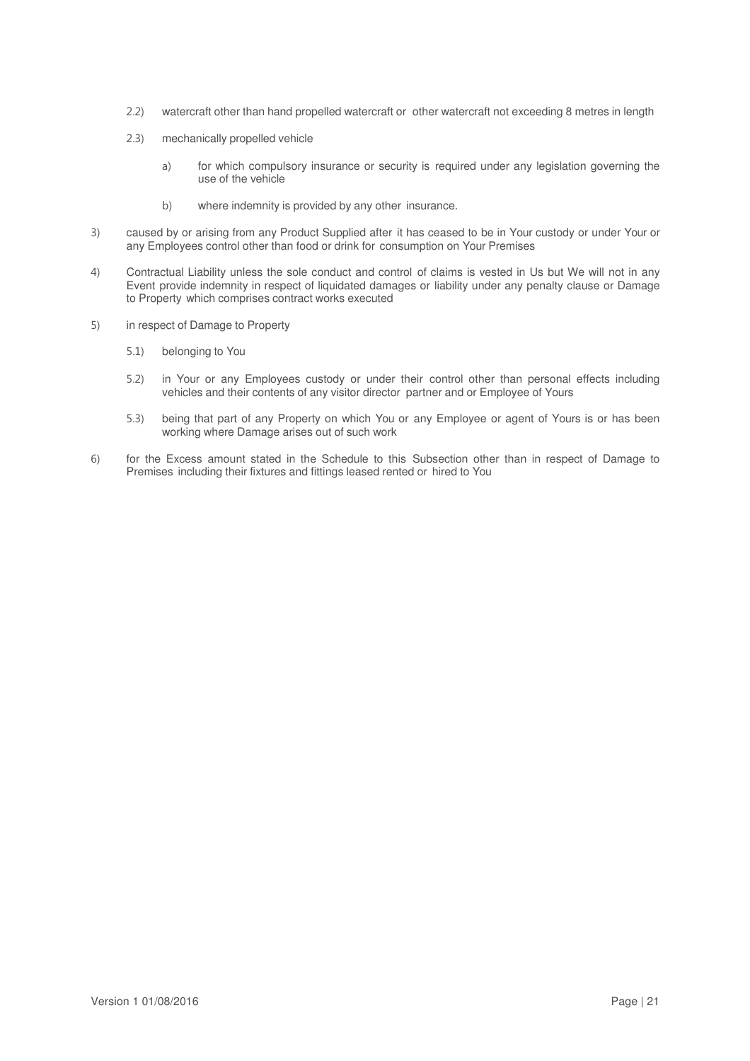2.2) watercraft other than hand propelled watercraft or other watercraft not exceeding 8 metres in length

2.3) mechanically propelled vehicle

a) for which compulsory insurance or security is required under any legislation governing the use of the vehicle

b) where indemnity is provided by any other insurance.

3) caused by or arising from any Product Supplied after it has ceased to be in Your custody or under Your or any Employees control other than food or drink for consumption on Your Premises

4) Contractual Liability unless the sole conduct and control of claims is vested in Us but We will not in any Event provide indemnity in respect of liquidated damages or liability under any penalty clause or Damage to Property which comprises contract works executed

5) in respect of Damage to Property

5.1) belonging to You

5.2) in Your or any Employees custody or under their control other than personal effects including vehicles and their contents of any visitor director partner and or Employee of Yours

5.3) being that part of any Property on which You or any Employee or agent of Yours is or has been working where Damage arises out of such work

6) for the Excess amount stated in the Schedule to this Subsection other than in respect of Damage to Premises including their fixtures and fittings leased rented or hired to You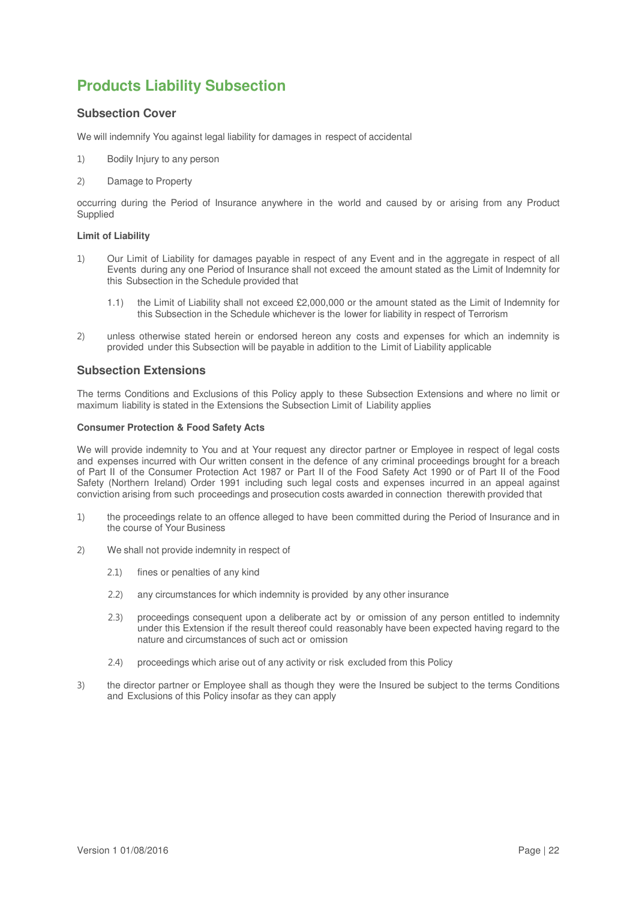# Products Liability Subsection

## Subsection Cover

We will indemnify You against legal liability for damages in respect of accidental

1) Bodily Injury to any person

2) Damage to Property

occurring during the Period of Insurance anywhere in the world and caused by or arising from any Product Supplied

**Limit of Liability**

1) Our Limit of Liability for damages payable in respect of any Event and in the aggregate in respect of all Events during any one Period of Insurance shall not exceed the amount stated as the Limit of Indemnity for this Subsection in the Schedule provided that

    1.1) the Limit of Liability shall not exceed £2,000,000 or the amount stated as the Limit of Indemnity for this Subsection in the Schedule whichever is the lower for liability in respect of Terrorism

2) unless otherwise stated herein or endorsed hereon any costs and expenses for which an indemnity is provided under this Subsection will be payable in addition to the Limit of Liability applicable

## Subsection Extensions

The terms Conditions and Exclusions of this Policy apply to these Subsection Extensions and where no limit or maximum liability is stated in the Extensions the Subsection Limit of Liability applies

**Consumer Protection & Food Safety Acts**

We will provide indemnity to You and at Your request any director partner or Employee in respect of legal costs and expenses incurred with Our written consent in the defence of any criminal proceedings brought for a breach of Part II of the Consumer Protection Act 1987 or Part II of the Food Safety Act 1990 or of Part II of the Food Safety (Northern Ireland) Order 1991 including such legal costs and expenses incurred in an appeal against conviction arising from such proceedings and prosecution costs awarded in connection therewith provided that

1) the proceedings relate to an offence alleged to have been committed during the Period of Insurance and in the course of Your Business

2) We shall not provide indemnity in respect of

    2.1) fines or penalties of any kind

    2.2) any circumstances for which indemnity is provided by any other insurance

    2.3) proceedings consequent upon a deliberate act by or omission of any person entitled to indemnity under this Extension if the result thereof could reasonably have been expected having regard to the nature and circumstances of such act or omission

    2.4) proceedings which arise out of any activity or risk excluded from this Policy

3) the director partner or Employee shall as though they were the Insured be subject to the terms Conditions and Exclusions of this Policy insofar as they can apply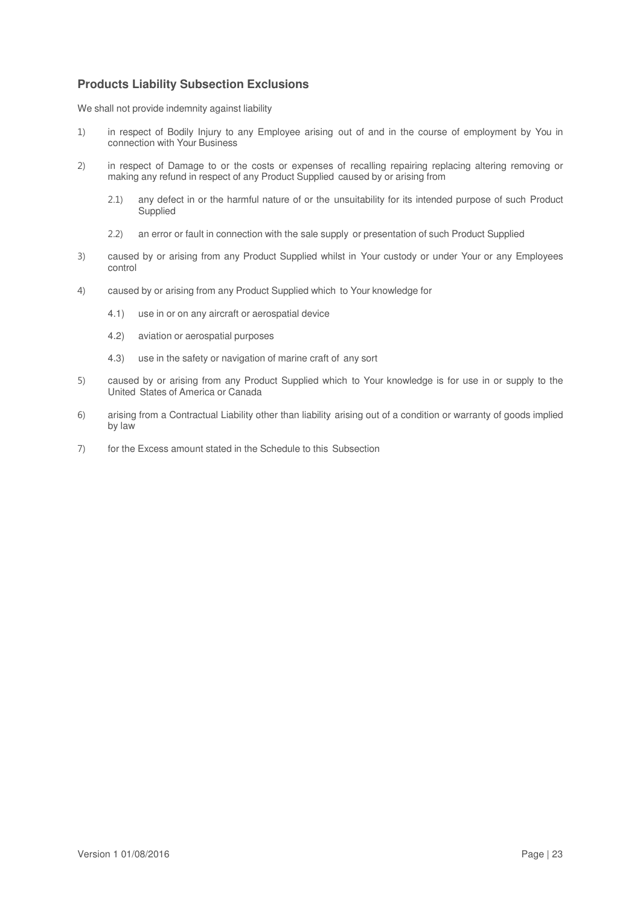## Products Liability Subsection Exclusions

We shall not provide indemnity against liability

1) in respect of Bodily Injury to any Employee arising out of and in the course of employment by You in connection with Your Business

2) in respect of Damage to or the costs or expenses of recalling repairing replacing altering removing or making any refund in respect of any Product Supplied caused by or arising from

   2.1) any defect in or the harmful nature of or the unsuitability for its intended purpose of such Product Supplied

   2.2) an error or fault in connection with the sale supply or presentation of such Product Supplied

3) caused by or arising from any Product Supplied whilst in Your custody or under Your or any Employees control

4) caused by or arising from any Product Supplied which to Your knowledge for

   4.1) use in or on any aircraft or aerospatial device

   4.2) aviation or aerospatial purposes

   4.3) use in the safety or navigation of marine craft of any sort

5) caused by or arising from any Product Supplied which to Your knowledge is for use in or supply to the United States of America or Canada

6) arising from a Contractual Liability other than liability arising out of a condition or warranty of goods implied by law

7) for the Excess amount stated in the Schedule to this Subsection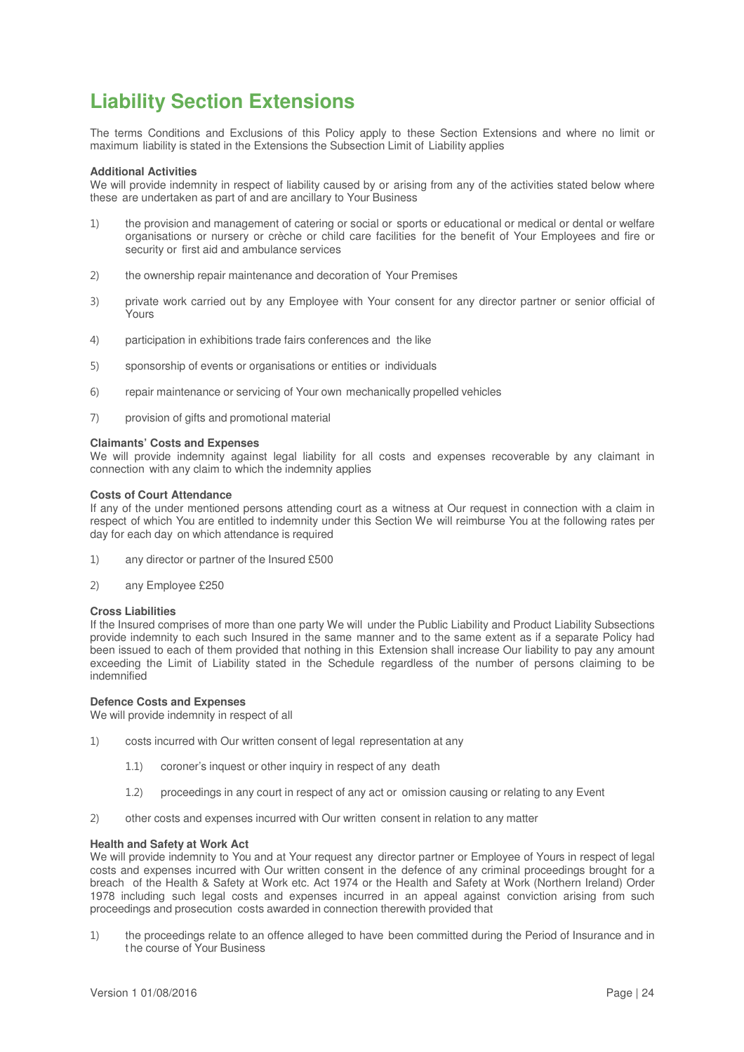# Liability Section Extensions

The terms Conditions and Exclusions of this Policy apply to these Section Extensions and where no limit or maximum liability is stated in the Extensions the Subsection Limit of Liability applies

**Additional Activities**
We will provide indemnity in respect of liability caused by or arising from any of the activities stated below where these are undertaken as part of and are ancillary to Your Business

1) the provision and management of catering or social or sports or educational or medical or dental or welfare organisations or nursery or crèche or child care facilities for the benefit of Your Employees and fire or security or first aid and ambulance services

2) the ownership repair maintenance and decoration of Your Premises

3) private work carried out by any Employee with Your consent for any director partner or senior official of Yours

4) participation in exhibitions trade fairs conferences and the like

5) sponsorship of events or organisations or entities or individuals

6) repair maintenance or servicing of Your own mechanically propelled vehicles

7) provision of gifts and promotional material

**Claimants' Costs and Expenses**
We will provide indemnity against legal liability for all costs and expenses recoverable by any claimant in connection with any claim to which the indemnity applies

**Costs of Court Attendance**
If any of the under mentioned persons attending court as a witness at Our request in connection with a claim in respect of which You are entitled to indemnity under this Section We will reimburse You at the following rates per day for each day on which attendance is required

1) any director or partner of the Insured £500

2) any Employee £250

**Cross Liabilities**
If the Insured comprises of more than one party We will under the Public Liability and Product Liability Subsections provide indemnity to each such Insured in the same manner and to the same extent as if a separate Policy had been issued to each of them provided that nothing in this Extension shall increase Our liability to pay any amount exceeding the Limit of Liability stated in the Schedule regardless of the number of persons claiming to be indemnified

**Defence Costs and Expenses**
We will provide indemnity in respect of all

1) costs incurred with Our written consent of legal representation at any

   1.1) coroner's inquest or other inquiry in respect of any death

   1.2) proceedings in any court in respect of any act or omission causing or relating to any Event

2) other costs and expenses incurred with Our written consent in relation to any matter

**Health and Safety at Work Act**
We will provide indemnity to You and at Your request any director partner or Employee of Yours in respect of legal costs and expenses incurred with Our written consent in the defence of any criminal proceedings brought for a breach of the Health & Safety at Work etc. Act 1974 or the Health and Safety at Work (Northern Ireland) Order 1978 including such legal costs and expenses incurred in an appeal against conviction arising from such proceedings and prosecution costs awarded in connection therewith provided that

1) the proceedings relate to an offence alleged to have been committed during the Period of Insurance and in the course of Your Business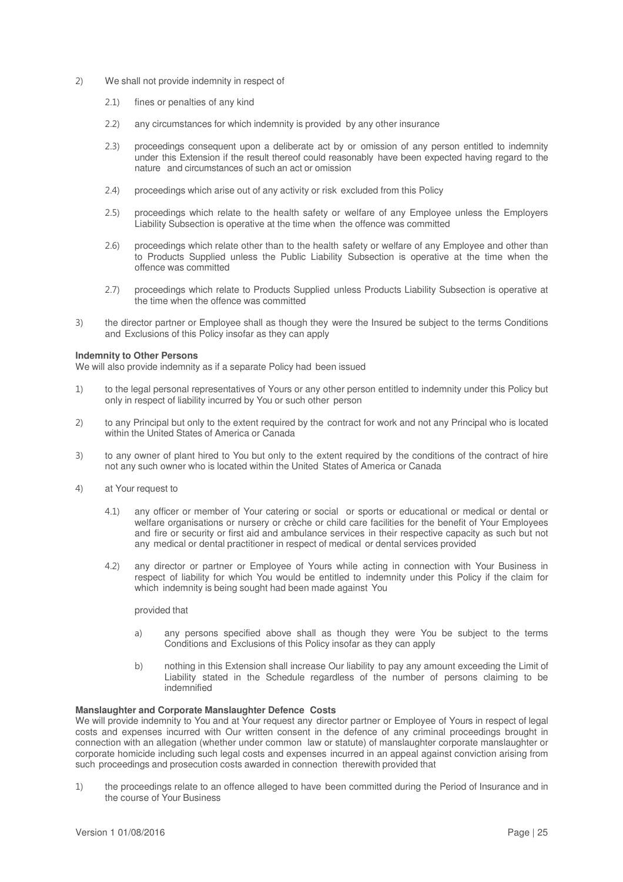2) We shall not provide indemnity in respect of

   2.1) fines or penalties of any kind

   2.2) any circumstances for which indemnity is provided by any other insurance

   2.3) proceedings consequent upon a deliberate act by or omission of any person entitled to indemnity under this Extension if the result thereof could reasonably have been expected having regard to the nature and circumstances of such an act or omission

   2.4) proceedings which arise out of any activity or risk excluded from this Policy

   2.5) proceedings which relate to the health safety or welfare of any Employee unless the Employers Liability Subsection is operative at the time when the offence was committed

   2.6) proceedings which relate other than to the health safety or welfare of any Employee and other than to Products Supplied unless the Public Liability Subsection is operative at the time when the offence was committed

   2.7) proceedings which relate to Products Supplied unless Products Liability Subsection is operative at the time when the offence was committed

3) the director partner or Employee shall as though they were the Insured be subject to the terms Conditions and Exclusions of this Policy insofar as they can apply

**Indemnity to Other Persons**
We will also provide indemnity as if a separate Policy had been issued

1) to the legal personal representatives of Yours or any other person entitled to indemnity under this Policy but only in respect of liability incurred by You or such other person

2) to any Principal but only to the extent required by the contract for work and not any Principal who is located within the United States of America or Canada

3) to any owner of plant hired to You but only to the extent required by the conditions of the contract of hire not any such owner who is located within the United States of America or Canada

4) at Your request to

   4.1) any officer or member of Your catering or social or sports or educational or medical or dental or welfare organisations or nursery or crèche or child care facilities for the benefit of Your Employees and fire or security or first aid and ambulance services in their respective capacity as such but not any medical or dental practitioner in respect of medical or dental services provided

   4.2) any director or partner or Employee of Yours while acting in connection with Your Business in respect of liability for which You would be entitled to indemnity under this Policy if the claim for which indemnity is being sought had been made against You

   provided that

   a) any persons specified above shall as though they were You be subject to the terms Conditions and Exclusions of this Policy insofar as they can apply

   b) nothing in this Extension shall increase Our liability to pay any amount exceeding the Limit of Liability stated in the Schedule regardless of the number of persons claiming to be indemnified

**Manslaughter and Corporate Manslaughter Defence Costs**
We will provide indemnity to You and at Your request any director partner or Employee of Yours in respect of legal costs and expenses incurred with Our written consent in the defence of any criminal proceedings brought in connection with an allegation (whether under common law or statute) of manslaughter corporate manslaughter or corporate homicide including such legal costs and expenses incurred in an appeal against conviction arising from such proceedings and prosecution costs awarded in connection therewith provided that

1) the proceedings relate to an offence alleged to have been committed during the Period of Insurance and in the course of Your Business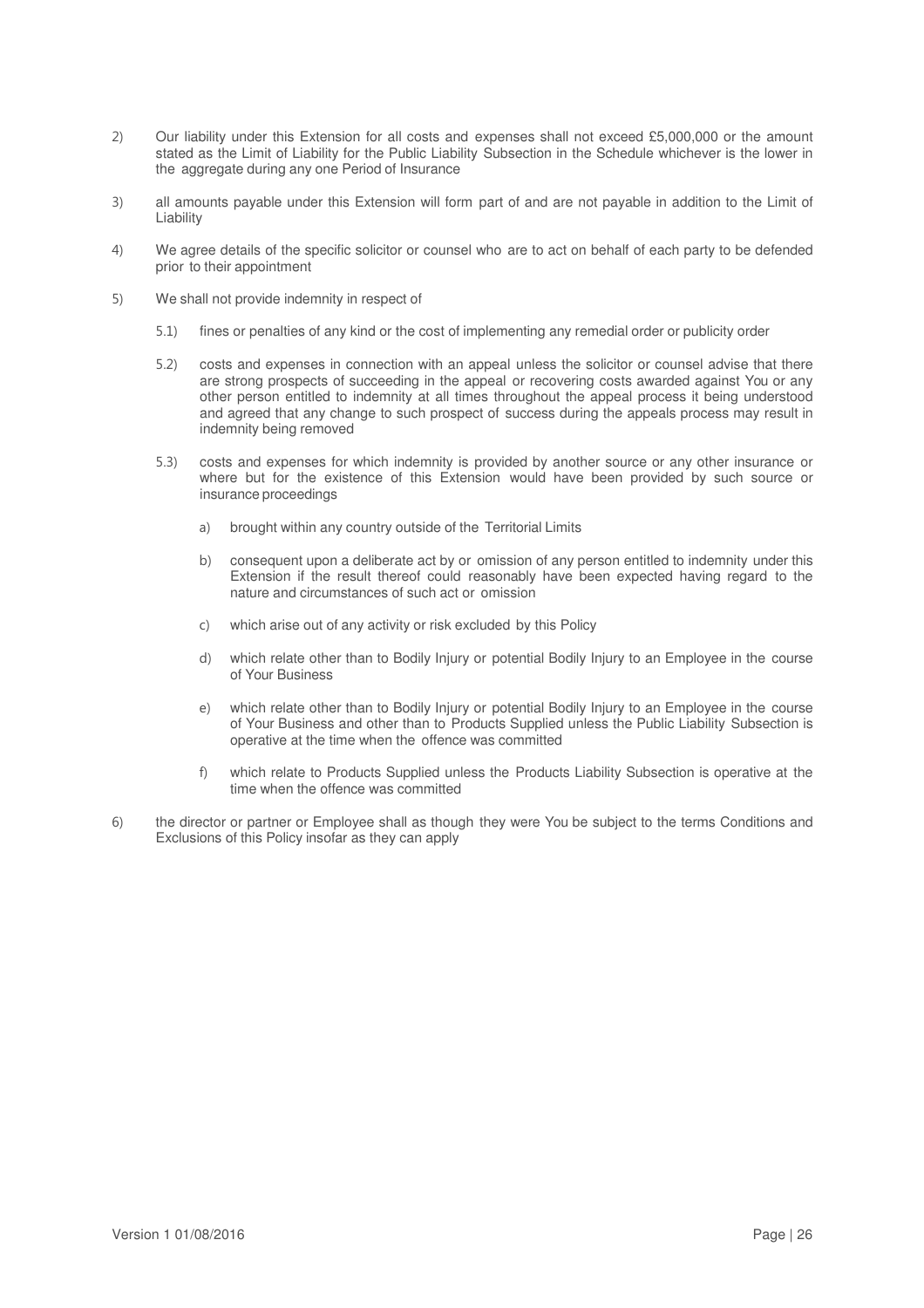2) Our liability under this Extension for all costs and expenses shall not exceed £5,000,000 or the amount stated as the Limit of Liability for the Public Liability Subsection in the Schedule whichever is the lower in the aggregate during any one Period of Insurance

3) all amounts payable under this Extension will form part of and are not payable in addition to the Limit of Liability

4) We agree details of the specific solicitor or counsel who are to act on behalf of each party to be defended prior to their appointment

5) We shall not provide indemnity in respect of

   5.1) fines or penalties of any kind or the cost of implementing any remedial order or publicity order

   5.2) costs and expenses in connection with an appeal unless the solicitor or counsel advise that there are strong prospects of succeeding in the appeal or recovering costs awarded against You or any other person entitled to indemnity at all times throughout the appeal process it being understood and agreed that any change to such prospect of success during the appeals process may result in indemnity being removed

   5.3) costs and expenses for which indemnity is provided by another source or any other insurance or where but for the existence of this Extension would have been provided by such source or insurance proceedings

      a) brought within any country outside of the Territorial Limits

      b) consequent upon a deliberate act by or omission of any person entitled to indemnity under this Extension if the result thereof could reasonably have been expected having regard to the nature and circumstances of such act or omission

      c) which arise out of any activity or risk excluded by this Policy

      d) which relate other than to Bodily Injury or potential Bodily Injury to an Employee in the course of Your Business

      e) which relate other than to Bodily Injury or potential Bodily Injury to an Employee in the course of Your Business and other than to Products Supplied unless the Public Liability Subsection is operative at the time when the offence was committed

      f) which relate to Products Supplied unless the Products Liability Subsection is operative at the time when the offence was committed

6) the director or partner or Employee shall as though they were You be subject to the terms Conditions and Exclusions of this Policy insofar as they can apply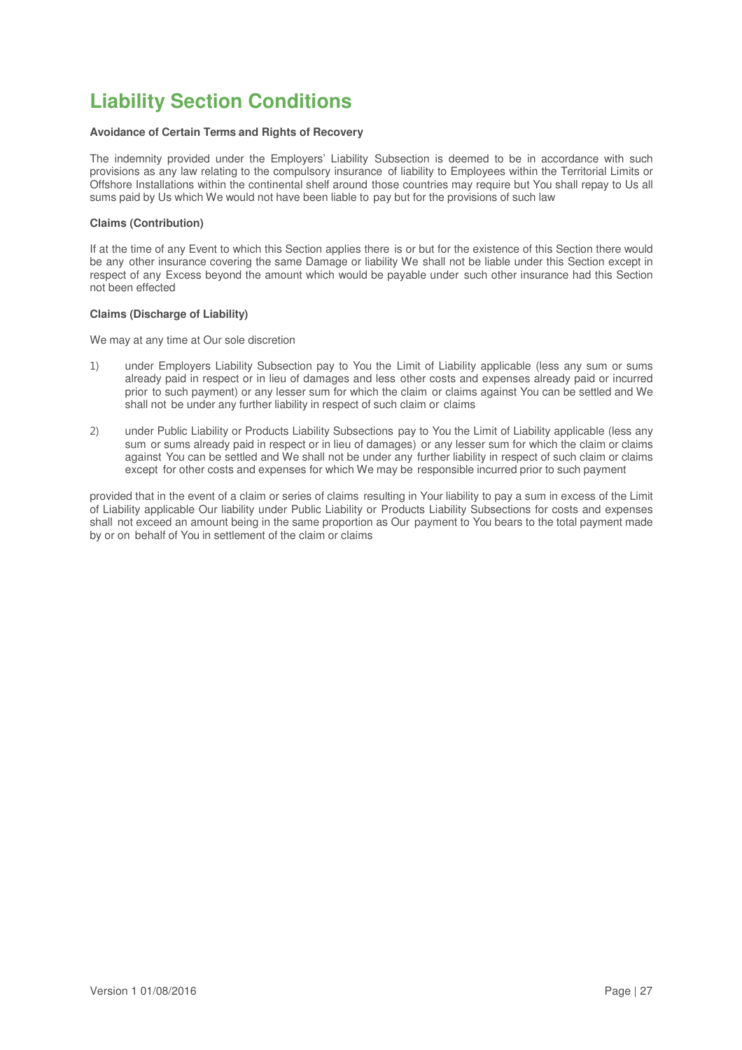# Liability Section Conditions

**Avoidance of Certain Terms and Rights of Recovery**

The indemnity provided under the Employers' Liability Subsection is deemed to be in accordance with such provisions as any law relating to the compulsory insurance of liability to Employees within the Territorial Limits or Offshore Installations within the continental shelf around those countries may require but You shall repay to Us all sums paid by Us which We would not have been liable to pay but for the provisions of such law

**Claims (Contribution)**

If at the time of any Event to which this Section applies there is or but for the existence of this Section there would be any other insurance covering the same Damage or liability We shall not be liable under this Section except in respect of any Excess beyond the amount which would be payable under such other insurance had this Section not been effected

**Claims (Discharge of Liability)**

We may at any time at Our sole discretion

1) under Employers Liability Subsection pay to You the Limit of Liability applicable (less any sum or sums already paid in respect or in lieu of damages and less other costs and expenses already paid or incurred prior to such payment) or any lesser sum for which the claim or claims against You can be settled and We shall not be under any further liability in respect of such claim or claims

2) under Public Liability or Products Liability Subsections pay to You the Limit of Liability applicable (less any sum or sums already paid in respect or in lieu of damages) or any lesser sum for which the claim or claims against You can be settled and We shall not be under any further liability in respect of such claim or claims except for other costs and expenses for which We may be responsible incurred prior to such payment

provided that in the event of a claim or series of claims resulting in Your liability to pay a sum in excess of the Limit of Liability applicable Our liability under Public Liability or Products Liability Subsections for costs and expenses shall not exceed an amount being in the same proportion as Our payment to You bears to the total payment made by or on behalf of You in settlement of the claim or claims

Version 1 01/08/2016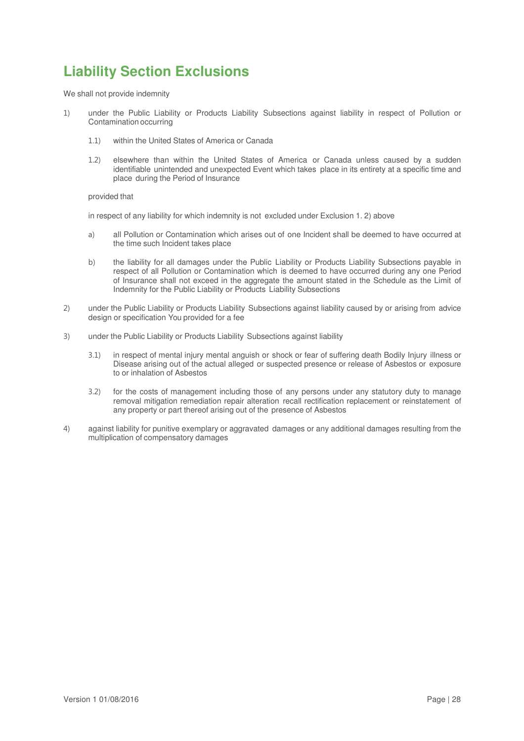# Liability Section Exclusions

We shall not provide indemnity

1) under the Public Liability or Products Liability Subsections against liability in respect of Pollution or Contamination occurring

   1.1) within the United States of America or Canada

   1.2) elsewhere than within the United States of America or Canada unless caused by a sudden identifiable unintended and unexpected Event which takes place in its entirety at a specific time and place during the Period of Insurance

   provided that

   in respect of any liability for which indemnity is not excluded under Exclusion 1. 2) above

   a) all Pollution or Contamination which arises out of one Incident shall be deemed to have occurred at the time such Incident takes place

   b) the liability for all damages under the Public Liability or Products Liability Subsections payable in respect of all Pollution or Contamination which is deemed to have occurred during any one Period of Insurance shall not exceed in the aggregate the amount stated in the Schedule as the Limit of Indemnity for the Public Liability or Products Liability Subsections

2) under the Public Liability or Products Liability Subsections against liability caused by or arising from advice design or specification You provided for a fee

3) under the Public Liability or Products Liability Subsections against liability

   3.1) in respect of mental injury mental anguish or shock or fear of suffering death Bodily Injury illness or Disease arising out of the actual alleged or suspected presence or release of Asbestos or exposure to or inhalation of Asbestos

   3.2) for the costs of management including those of any persons under any statutory duty to manage removal mitigation remediation repair alteration recall rectification replacement or reinstatement of any property or part thereof arising out of the presence of Asbestos

4) against liability for punitive exemplary or aggravated damages or any additional damages resulting from the multiplication of compensatory damages

Version 1 01/08/2016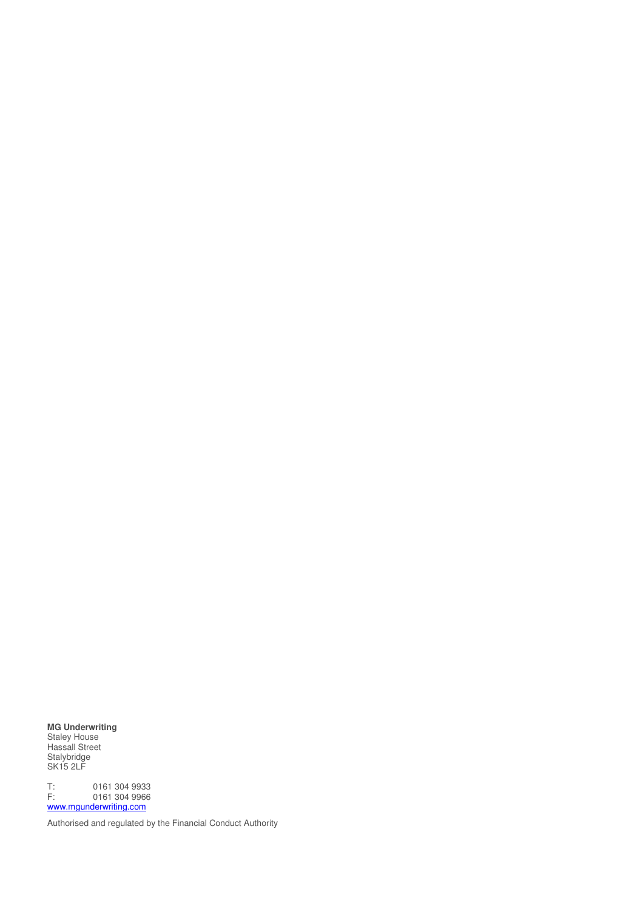**MG Underwriting**
Staley House
Hassall Street
Stalybridge
SK15 2LF

T: 0161 304 9933
F: 0161 304 9966
www.mgunderwriting.com

Authorised and regulated by the Financial Conduct Authority